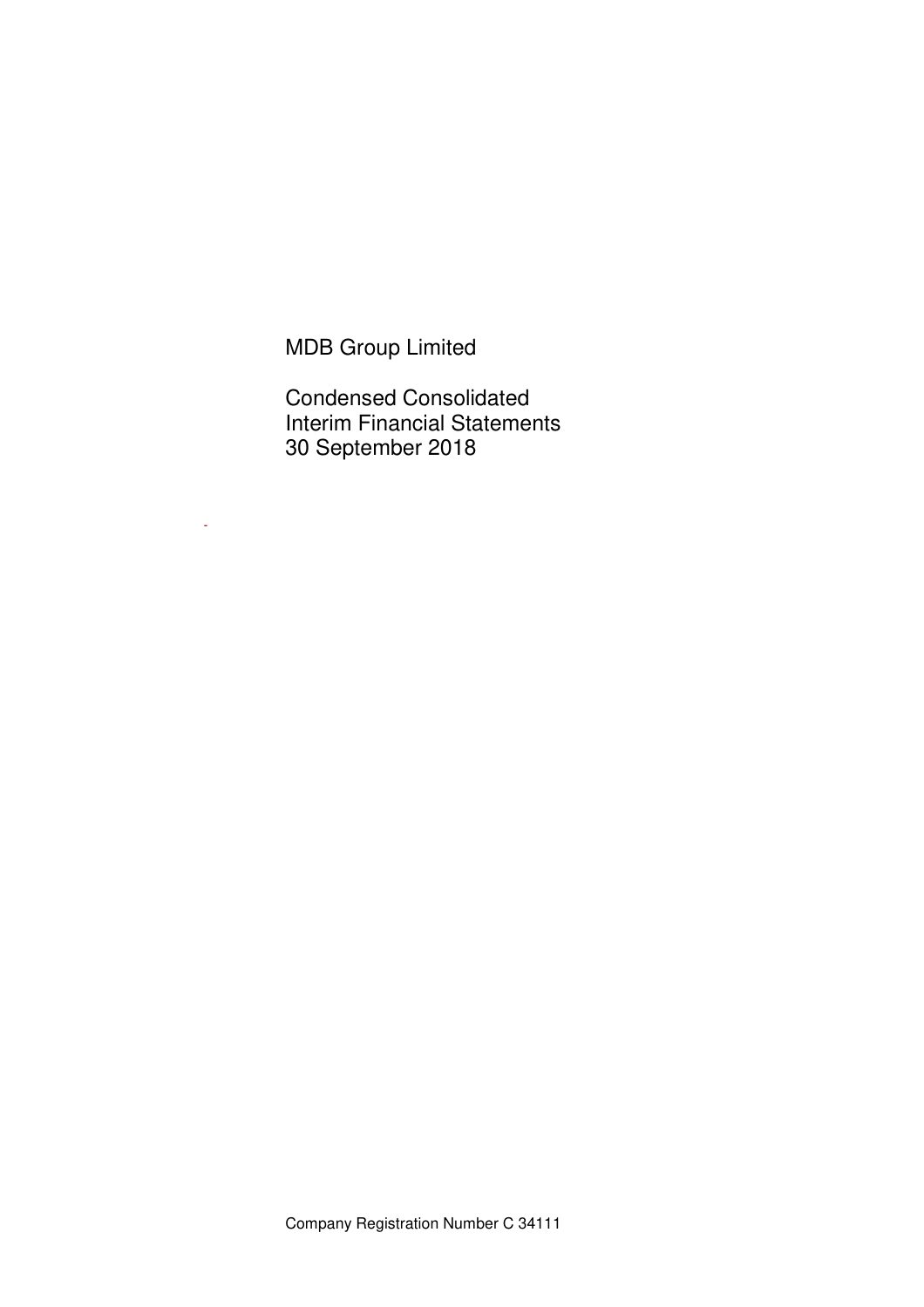# MDB Group Limited

## Condensed Consolidated Interim Financial Statements 30 September 2018

Company Registration Number C 34111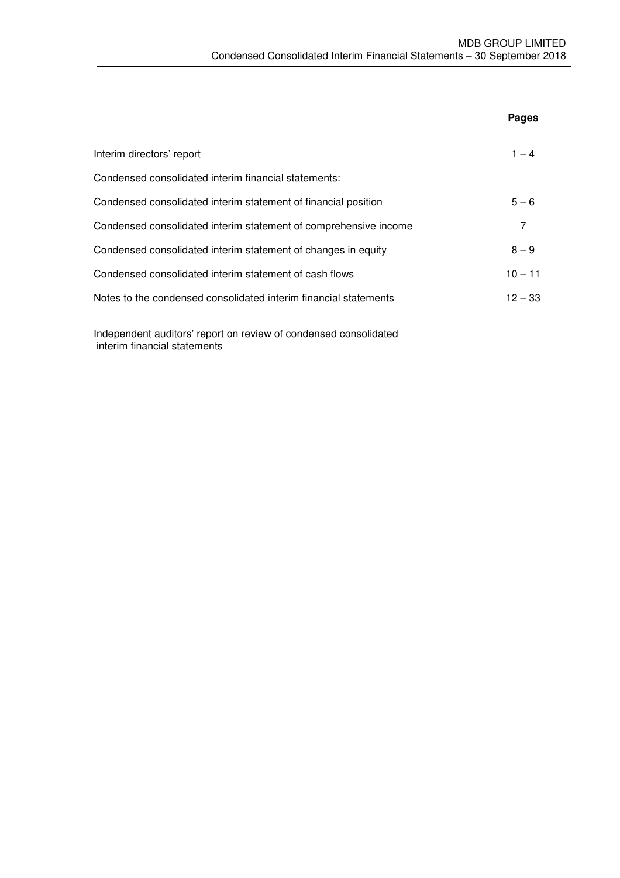| | Pages |
|---|---|
| Interim directors' report | 1 – 4 |
| Condensed consolidated interim financial statements: | |
| Condensed consolidated interim statement of financial position | 5 – 6 |
| Condensed consolidated interim statement of comprehensive income | 7 |
| Condensed consolidated interim statement of changes in equity | 8 – 9 |
| Condensed consolidated interim statement of cash flows | 10 – 11 |
| Notes to the condensed consolidated interim financial statements | 12 – 33 |

Independent auditors' report on review of condensed consolidated interim financial statements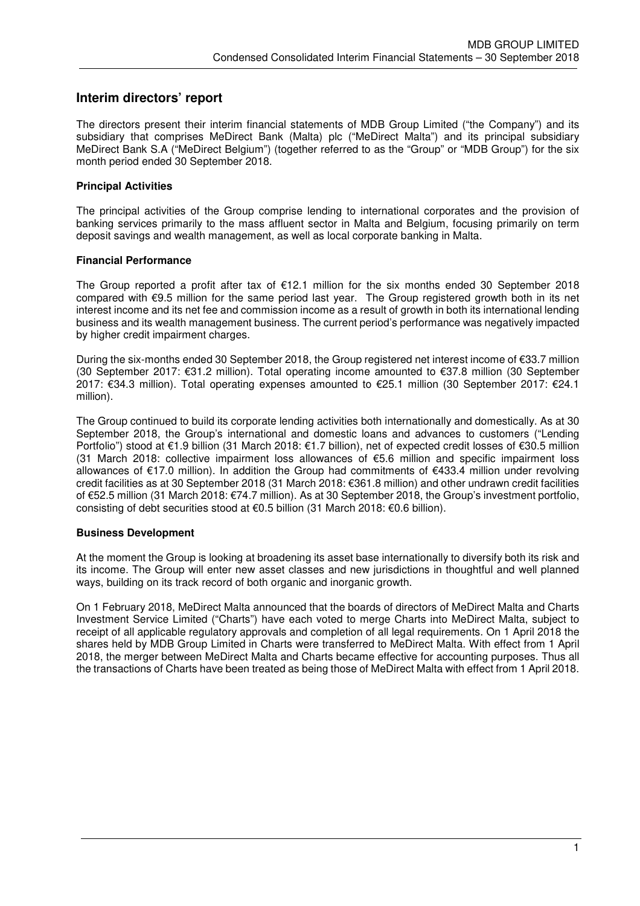## Interim directors' report

The directors present their interim financial statements of MDB Group Limited ("the Company") and its subsidiary that comprises MeDirect Bank (Malta) plc ("MeDirect Malta") and its principal subsidiary MeDirect Bank S.A ("MeDirect Belgium") (together referred to as the "Group" or "MDB Group") for the six month period ended 30 September 2018.

### Principal Activities

The principal activities of the Group comprise lending to international corporates and the provision of banking services primarily to the mass affluent sector in Malta and Belgium, focusing primarily on term deposit savings and wealth management, as well as local corporate banking in Malta.

### Financial Performance

The Group reported a profit after tax of €12.1 million for the six months ended 30 September 2018 compared with €9.5 million for the same period last year. The Group registered growth both in its net interest income and its net fee and commission income as a result of growth in both its international lending business and its wealth management business. The current period's performance was negatively impacted by higher credit impairment charges.

During the six-months ended 30 September 2018, the Group registered net interest income of €33.7 million (30 September 2017: €31.2 million). Total operating income amounted to €37.8 million (30 September 2017: €34.3 million). Total operating expenses amounted to €25.1 million (30 September 2017: €24.1 million).

The Group continued to build its corporate lending activities both internationally and domestically. As at 30 September 2018, the Group's international and domestic loans and advances to customers ("Lending Portfolio") stood at €1.9 billion (31 March 2018: €1.7 billion), net of expected credit losses of €30.5 million (31 March 2018: collective impairment loss allowances of €5.6 million and specific impairment loss allowances of €17.0 million). In addition the Group had commitments of €433.4 million under revolving credit facilities as at 30 September 2018 (31 March 2018: €361.8 million) and other undrawn credit facilities of €52.5 million (31 March 2018: €74.7 million). As at 30 September 2018, the Group's investment portfolio, consisting of debt securities stood at €0.5 billion (31 March 2018: €0.6 billion).

### Business Development

At the moment the Group is looking at broadening its asset base internationally to diversify both its risk and its income. The Group will enter new asset classes and new jurisdictions in thoughtful and well planned ways, building on its track record of both organic and inorganic growth.

On 1 February 2018, MeDirect Malta announced that the boards of directors of MeDirect Malta and Charts Investment Service Limited ("Charts") have each voted to merge Charts into MeDirect Malta, subject to receipt of all applicable regulatory approvals and completion of all legal requirements. On 1 April 2018 the shares held by MDB Group Limited in Charts were transferred to MeDirect Malta. With effect from 1 April 2018, the merger between MeDirect Malta and Charts became effective for accounting purposes. Thus all the transactions of Charts have been treated as being those of MeDirect Malta with effect from 1 April 2018.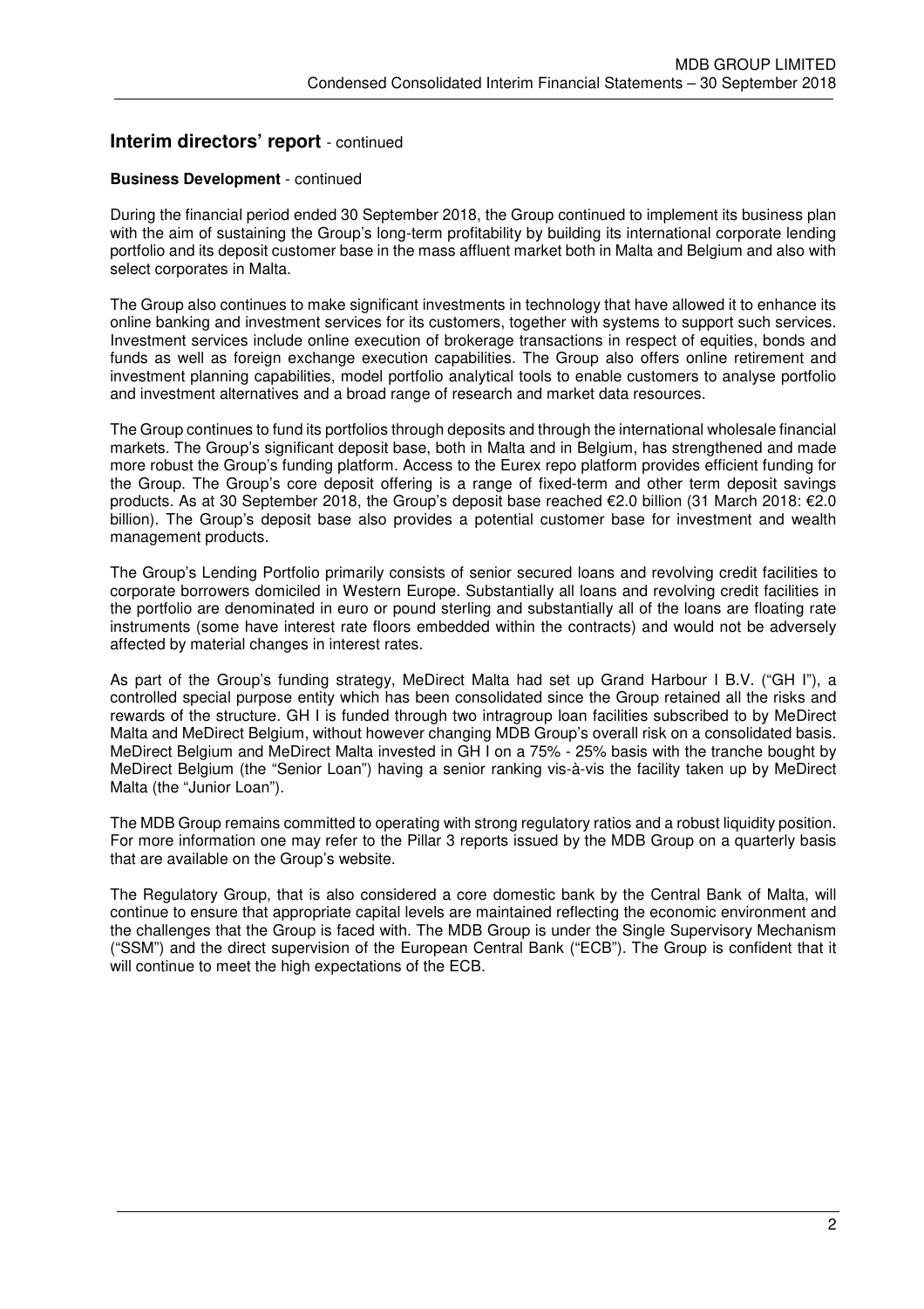## Interim directors' report - continued

**Business Development** - continued

During the financial period ended 30 September 2018, the Group continued to implement its business plan with the aim of sustaining the Group's long-term profitability by building its international corporate lending portfolio and its deposit customer base in the mass affluent market both in Malta and Belgium and also with select corporates in Malta.

The Group also continues to make significant investments in technology that have allowed it to enhance its online banking and investment services for its customers, together with systems to support such services. Investment services include online execution of brokerage transactions in respect of equities, bonds and funds as well as foreign exchange execution capabilities. The Group also offers online retirement and investment planning capabilities, model portfolio analytical tools to enable customers to analyse portfolio and investment alternatives and a broad range of research and market data resources.

The Group continues to fund its portfolios through deposits and through the international wholesale financial markets. The Group's significant deposit base, both in Malta and in Belgium, has strengthened and made more robust the Group's funding platform. Access to the Eurex repo platform provides efficient funding for the Group. The Group's core deposit offering is a range of fixed-term and other term deposit savings products. As at 30 September 2018, the Group's deposit base reached €2.0 billion (31 March 2018: €2.0 billion). The Group's deposit base also provides a potential customer base for investment and wealth management products.

The Group's Lending Portfolio primarily consists of senior secured loans and revolving credit facilities to corporate borrowers domiciled in Western Europe. Substantially all loans and revolving credit facilities in the portfolio are denominated in euro or pound sterling and substantially all of the loans are floating rate instruments (some have interest rate floors embedded within the contracts) and would not be adversely affected by material changes in interest rates.

As part of the Group's funding strategy, MeDirect Malta had set up Grand Harbour I B.V. ("GH I"), a controlled special purpose entity which has been consolidated since the Group retained all the risks and rewards of the structure. GH I is funded through two intragroup loan facilities subscribed to by MeDirect Malta and MeDirect Belgium, without however changing MDB Group's overall risk on a consolidated basis. MeDirect Belgium and MeDirect Malta invested in GH I on a 75% - 25% basis with the tranche bought by MeDirect Belgium (the "Senior Loan") having a senior ranking vis-à-vis the facility taken up by MeDirect Malta (the "Junior Loan").

The MDB Group remains committed to operating with strong regulatory ratios and a robust liquidity position. For more information one may refer to the Pillar 3 reports issued by the MDB Group on a quarterly basis that are available on the Group's website.

The Regulatory Group, that is also considered a core domestic bank by the Central Bank of Malta, will continue to ensure that appropriate capital levels are maintained reflecting the economic environment and the challenges that the Group is faced with. The MDB Group is under the Single Supervisory Mechanism ("SSM") and the direct supervision of the European Central Bank ("ECB"). The Group is confident that it will continue to meet the high expectations of the ECB.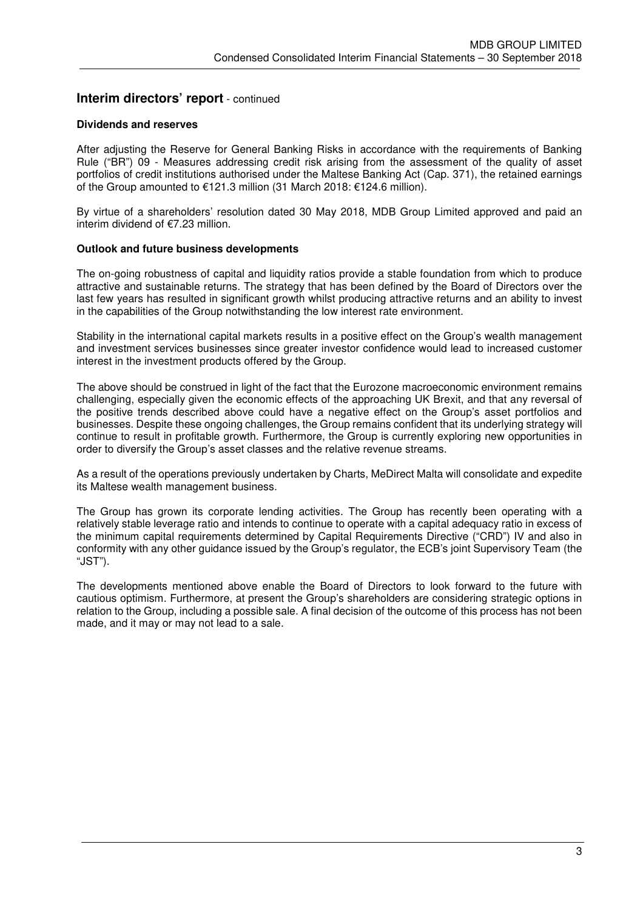## Interim directors' report - continued

**Dividends and reserves**

After adjusting the Reserve for General Banking Risks in accordance with the requirements of Banking Rule ("BR") 09 - Measures addressing credit risk arising from the assessment of the quality of asset portfolios of credit institutions authorised under the Maltese Banking Act (Cap. 371), the retained earnings of the Group amounted to €121.3 million (31 March 2018: €124.6 million).

By virtue of a shareholders' resolution dated 30 May 2018, MDB Group Limited approved and paid an interim dividend of €7.23 million.

**Outlook and future business developments**

The on-going robustness of capital and liquidity ratios provide a stable foundation from which to produce attractive and sustainable returns. The strategy that has been defined by the Board of Directors over the last few years has resulted in significant growth whilst producing attractive returns and an ability to invest in the capabilities of the Group notwithstanding the low interest rate environment.

Stability in the international capital markets results in a positive effect on the Group's wealth management and investment services businesses since greater investor confidence would lead to increased customer interest in the investment products offered by the Group.

The above should be construed in light of the fact that the Eurozone macroeconomic environment remains challenging, especially given the economic effects of the approaching UK Brexit, and that any reversal of the positive trends described above could have a negative effect on the Group's asset portfolios and businesses. Despite these ongoing challenges, the Group remains confident that its underlying strategy will continue to result in profitable growth. Furthermore, the Group is currently exploring new opportunities in order to diversify the Group's asset classes and the relative revenue streams.

As a result of the operations previously undertaken by Charts, MeDirect Malta will consolidate and expedite its Maltese wealth management business.

The Group has grown its corporate lending activities. The Group has recently been operating with a relatively stable leverage ratio and intends to continue to operate with a capital adequacy ratio in excess of the minimum capital requirements determined by Capital Requirements Directive ("CRD") IV and also in conformity with any other guidance issued by the Group's regulator, the ECB's joint Supervisory Team (the "JST").

The developments mentioned above enable the Board of Directors to look forward to the future with cautious optimism. Furthermore, at present the Group's shareholders are considering strategic options in relation to the Group, including a possible sale. A final decision of the outcome of this process has not been made, and it may or may not lead to a sale.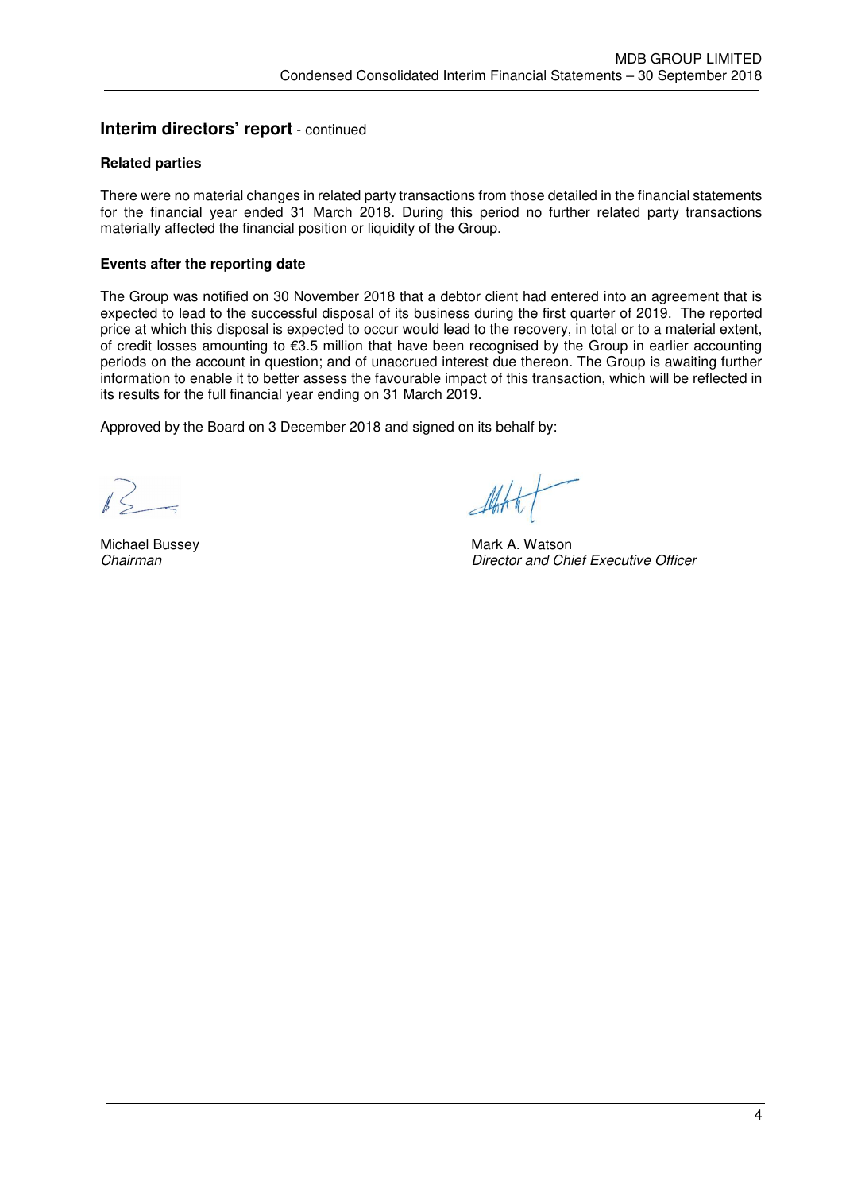## Interim directors' report - continued

### Related parties

There were no material changes in related party transactions from those detailed in the financial statements for the financial year ended 31 March 2018. During this period no further related party transactions materially affected the financial position or liquidity of the Group.

### Events after the reporting date

The Group was notified on 30 November 2018 that a debtor client had entered into an agreement that is expected to lead to the successful disposal of its business during the first quarter of 2019. The reported price at which this disposal is expected to occur would lead to the recovery, in total or to a material extent, of credit losses amounting to €3.5 million that have been recognised by the Group in earlier accounting periods on the account in question; and of unaccrued interest due thereon. The Group is awaiting further information to enable it to better assess the favourable impact of this transaction, which will be reflected in its results for the full financial year ending on 31 March 2019.

Approved by the Board on 3 December 2018 and signed on its behalf by:

Michael Bussey
*Chairman*

Mark A. Watson
*Director and Chief Executive Officer*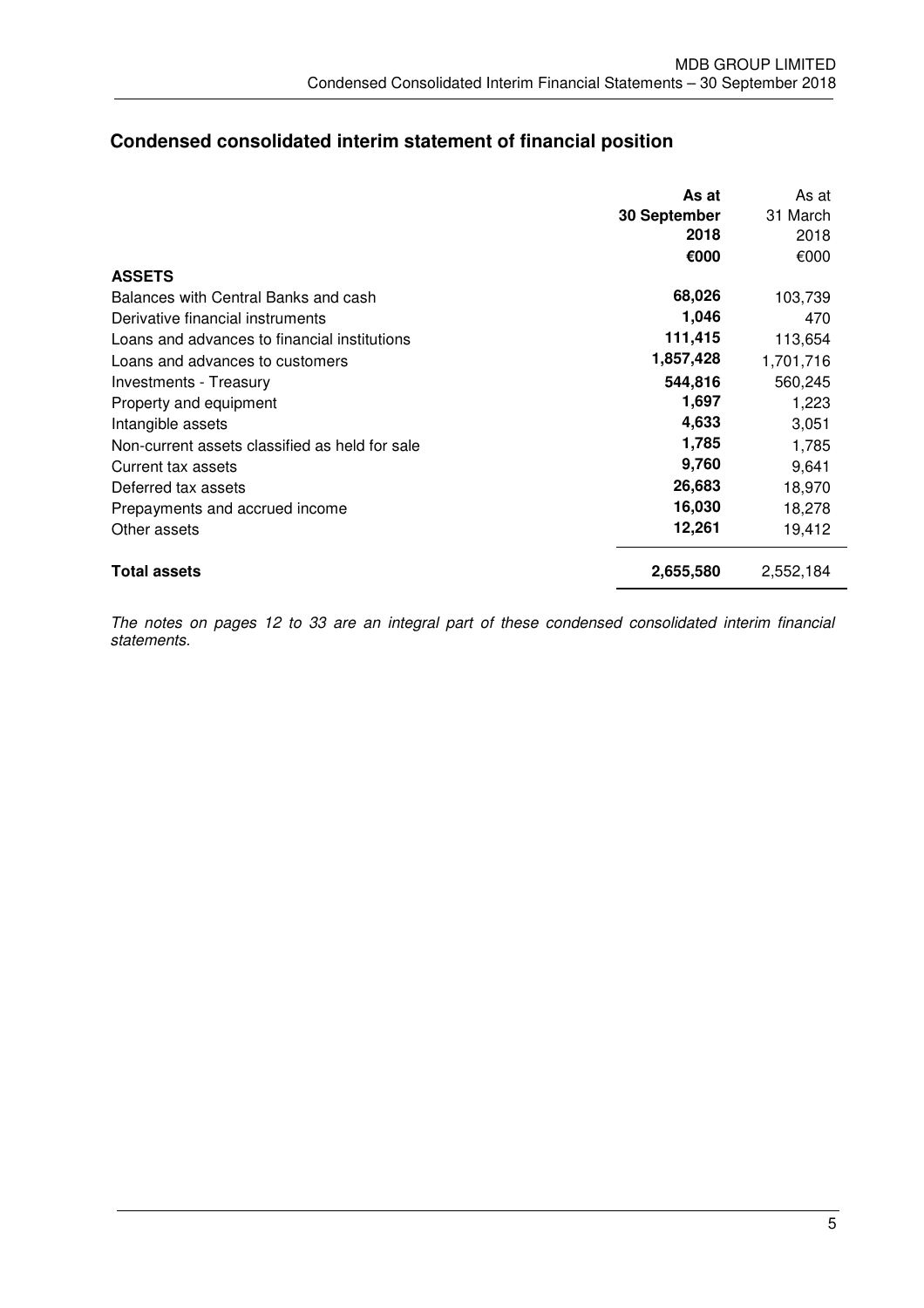## Condensed consolidated interim statement of financial position

| | As at 30 September 2018 €000 | As at 31 March 2018 €000 |
|---|---|---|
| **ASSETS** | | |
| Balances with Central Banks and cash | **68,026** | 103,739 |
| Derivative financial instruments | **1,046** | 470 |
| Loans and advances to financial institutions | **111,415** | 113,654 |
| Loans and advances to customers | **1,857,428** | 1,701,716 |
| Investments - Treasury | **544,816** | 560,245 |
| Property and equipment | **1,697** | 1,223 |
| Intangible assets | **4,633** | 3,051 |
| Non-current assets classified as held for sale | **1,785** | 1,785 |
| Current tax assets | **9,760** | 9,641 |
| Deferred tax assets | **26,683** | 18,970 |
| Prepayments and accrued income | **16,030** | 18,278 |
| Other assets | **12,261** | 19,412 |
| **Total assets** | **2,655,580** | 2,552,184 |

*The notes on pages 12 to 33 are an integral part of these condensed consolidated interim financial statements.*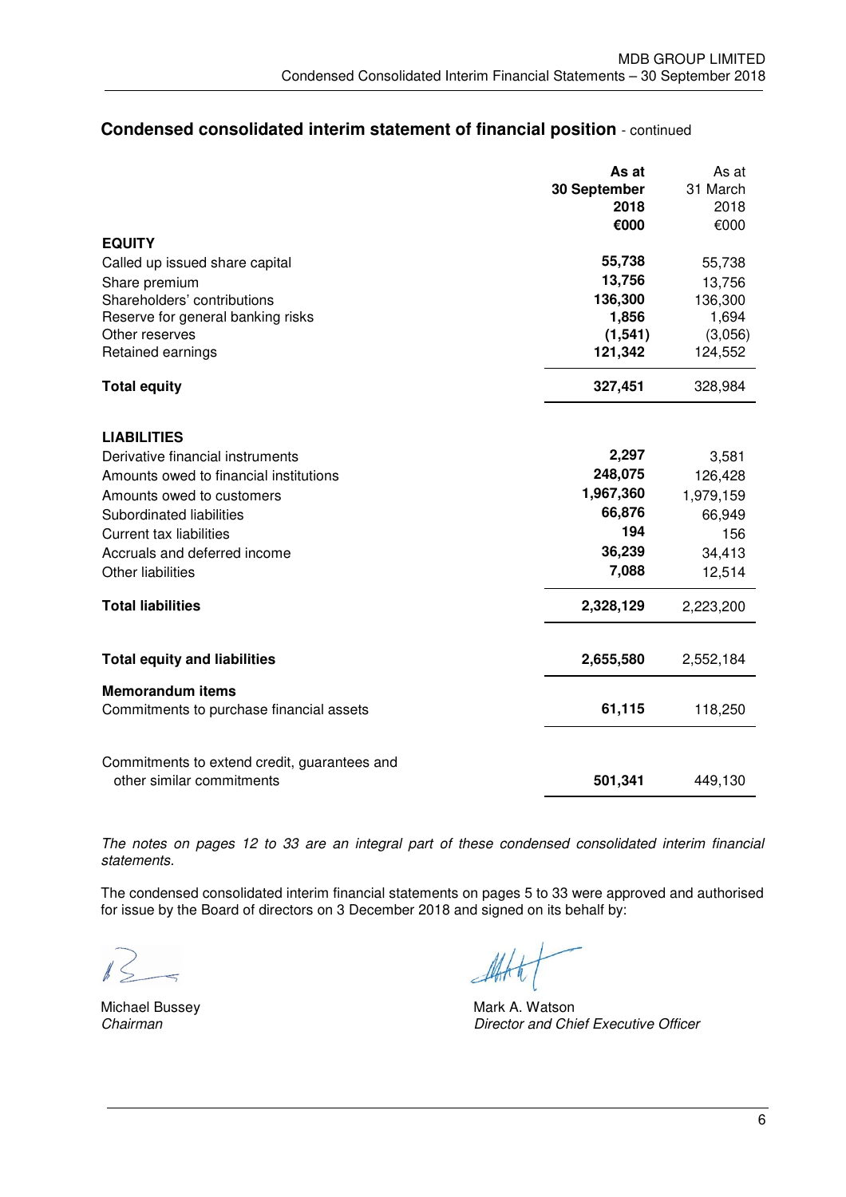## Condensed consolidated interim statement of financial position - continued

| | As at 30 September 2018 €000 | As at 31 March 2018 €000 |
|---|---|---|
| **EQUITY** | | |
| Called up issued share capital | **55,738** | 55,738 |
| Share premium | **13,756** | 13,756 |
| Shareholders' contributions | **136,300** | 136,300 |
| Reserve for general banking risks | **1,856** | 1,694 |
| Other reserves | **(1,541)** | (3,056) |
| Retained earnings | **121,342** | 124,552 |
| **Total equity** | **327,451** | 328,984 |
| **LIABILITIES** | | |
| Derivative financial instruments | **2,297** | 3,581 |
| Amounts owed to financial institutions | **248,075** | 126,428 |
| Amounts owed to customers | **1,967,360** | 1,979,159 |
| Subordinated liabilities | **66,876** | 66,949 |
| Current tax liabilities | **194** | 156 |
| Accruals and deferred income | **36,239** | 34,413 |
| Other liabilities | **7,088** | 12,514 |
| **Total liabilities** | **2,328,129** | 2,223,200 |
| **Total equity and liabilities** | **2,655,580** | 2,552,184 |
| **Memorandum items** | | |
| Commitments to purchase financial assets | **61,115** | 118,250 |
| Commitments to extend credit, guarantees and other similar commitments | **501,341** | 449,130 |

*The notes on pages 12 to 33 are an integral part of these condensed consolidated interim financial statements.*

The condensed consolidated interim financial statements on pages 5 to 33 were approved and authorised for issue by the Board of directors on 3 December 2018 and signed on its behalf by:

Michael Bussey
*Chairman*

Mark A. Watson
*Director and Chief Executive Officer*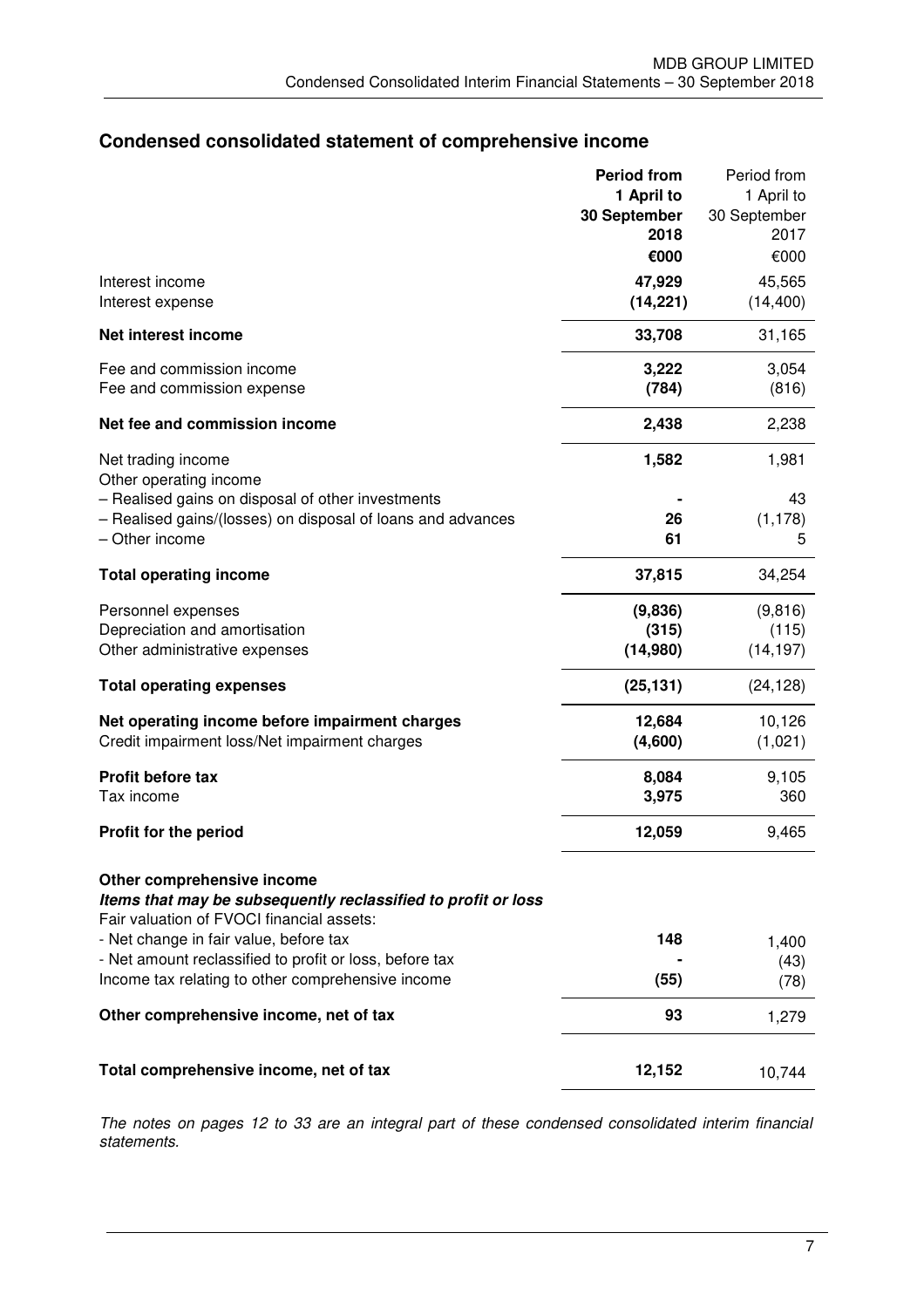## Condensed consolidated statement of comprehensive income

| | **Period from 1 April to 30 September 2018** | Period from 1 April to 30 September 2017 |
|---|---|---|
| | **€000** | €000 |
| Interest income | **47,929** | 45,565 |
| Interest expense | **(14,221)** | (14,400) |
| **Net interest income** | **33,708** | 31,165 |
| Fee and commission income | **3,222** | 3,054 |
| Fee and commission expense | **(784)** | (816) |
| **Net fee and commission income** | **2,438** | 2,238 |
| Net trading income | **1,582** | 1,981 |
| Other operating income | | |
| – Realised gains on disposal of other investments | **-** | 43 |
| – Realised gains/(losses) on disposal of loans and advances | **26** | (1,178) |
| – Other income | **61** | 5 |
| **Total operating income** | **37,815** | 34,254 |
| Personnel expenses | **(9,836)** | (9,816) |
| Depreciation and amortisation | **(315)** | (115) |
| Other administrative expenses | **(14,980)** | (14,197) |
| **Total operating expenses** | **(25,131)** | (24,128) |
| **Net operating income before impairment charges** | **12,684** | 10,126 |
| Credit impairment loss/Net impairment charges | **(4,600)** | (1,021) |
| **Profit before tax** | **8,084** | 9,105 |
| Tax income | **3,975** | 360 |
| **Profit for the period** | **12,059** | 9,465 |
| **Other comprehensive income** | | |
| ***Items that may be subsequently reclassified to profit or loss*** | | |
| Fair valuation of FVOCI financial assets: | | |
| - Net change in fair value, before tax | **148** | 1,400 |
| - Net amount reclassified to profit or loss, before tax | **-** | (43) |
| Income tax relating to other comprehensive income | **(55)** | (78) |
| **Other comprehensive income, net of tax** | **93** | 1,279 |
| **Total comprehensive income, net of tax** | **12,152** | 10,744 |

*The notes on pages 12 to 33 are an integral part of these condensed consolidated interim financial statements.*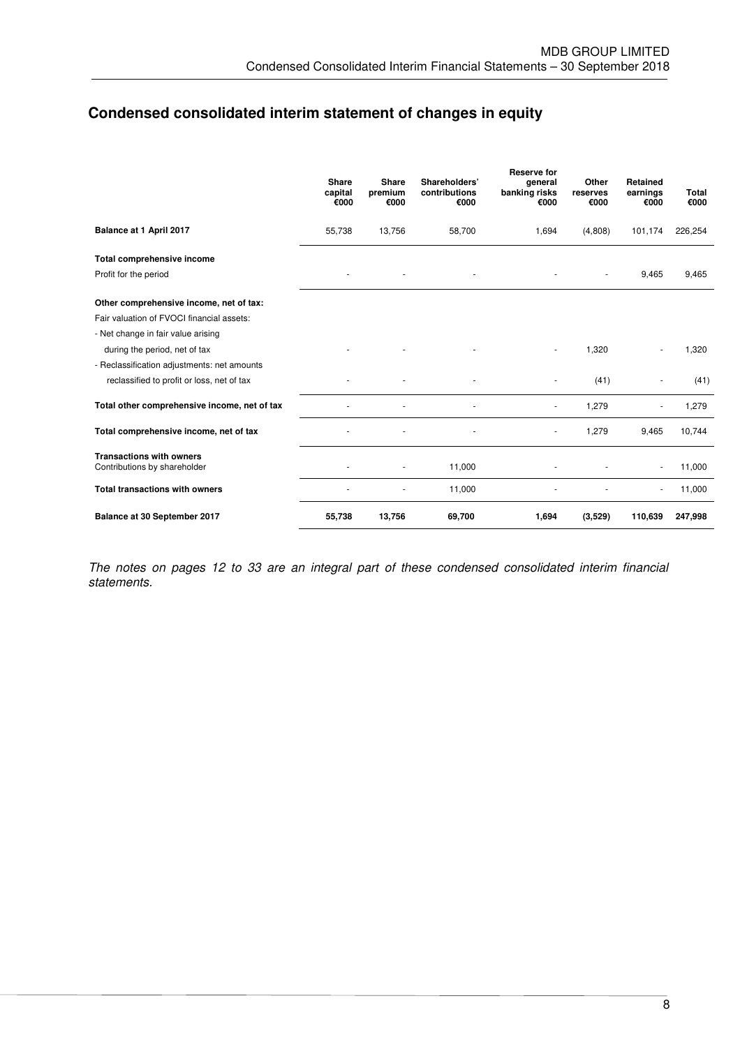## Condensed consolidated interim statement of changes in equity

| | Share capital €000 | Share premium €000 | Shareholders' contributions €000 | Reserve for general banking risks €000 | Other reserves €000 | Retained earnings €000 | Total €000 |
|---|---|---|---|---|---|---|---|
| **Balance at 1 April 2017** | 55,738 | 13,756 | 58,700 | 1,694 | (4,808) | 101,174 | 226,254 |
| **Total comprehensive income** | | | | | | | |
| Profit for the period | - | - | - | - | - | 9,465 | 9,465 |
| **Other comprehensive income, net of tax:** | | | | | | | |
| Fair valuation of FVOCI financial assets: | | | | | | | |
| - Net change in fair value arising during the period, net of tax | - | - | - | - | 1,320 | - | 1,320 |
| - Reclassification adjustments: net amounts reclassified to profit or loss, net of tax | - | - | - | - | (41) | - | (41) |
| **Total other comprehensive income, net of tax** | - | - | - | - | 1,279 | - | 1,279 |
| **Total comprehensive income, net of tax** | - | - | - | - | 1,279 | 9,465 | 10,744 |
| **Transactions with owners** | | | | | | | |
| Contributions by shareholder | - | - | 11,000 | - | - | - | 11,000 |
| **Total transactions with owners** | - | - | 11,000 | - | - | - | 11,000 |
| **Balance at 30 September 2017** | **55,738** | **13,756** | **69,700** | **1,694** | **(3,529)** | **110,639** | **247,998** |

*The notes on pages 12 to 33 are an integral part of these condensed consolidated interim financial statements.*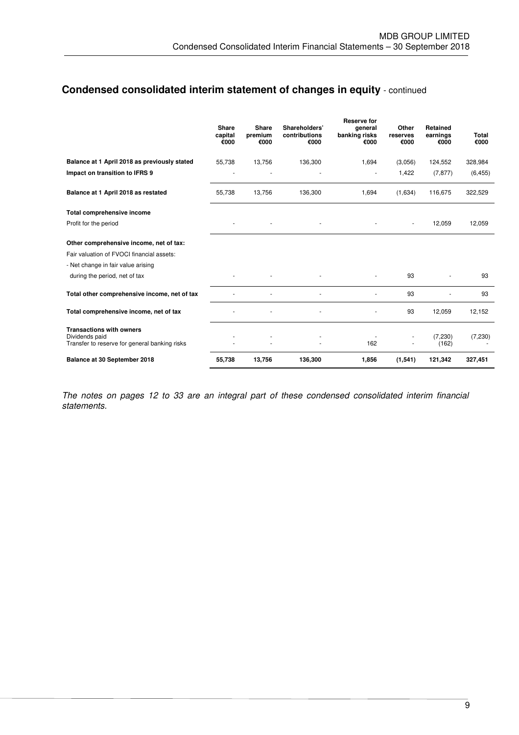## Condensed consolidated interim statement of changes in equity - continued

| | Share capital €000 | Share premium €000 | Shareholders' contributions €000 | Reserve for general banking risks €000 | Other reserves €000 | Retained earnings €000 | Total €000 |
|---|---|---|---|---|---|---|---|
| **Balance at 1 April 2018 as previously stated** | 55,738 | 13,756 | 136,300 | 1,694 | (3,056) | 124,552 | 328,984 |
| **Impact on transition to IFRS 9** | - | - | - | - | 1,422 | (7,877) | (6,455) |
| **Balance at 1 April 2018 as restated** | 55,738 | 13,756 | 136,300 | 1,694 | (1,634) | 116,675 | 322,529 |
| **Total comprehensive income** | | | | | | | |
| Profit for the period | - | - | - | - | - | 12,059 | 12,059 |
| **Other comprehensive income, net of tax:** | | | | | | | |
| Fair valuation of FVOCI financial assets: | | | | | | | |
| - Net change in fair value arising | | | | | | | |
| during the period, net of tax | - | - | - | - | 93 | - | 93 |
| **Total other comprehensive income, net of tax** | - | - | - | - | 93 | - | 93 |
| **Total comprehensive income, net of tax** | - | - | - | - | 93 | 12,059 | 12,152 |
| **Transactions with owners** | | | | | | | |
| Dividends paid | - | - | - | - | - | (7,230) | (7,230) |
| Transfer to reserve for general banking risks | - | - | - | 162 | - | (162) | - |
| **Balance at 30 September 2018** | **55,738** | **13,756** | **136,300** | **1,856** | **(1,541)** | **121,342** | **327,451** |

*The notes on pages 12 to 33 are an integral part of these condensed consolidated interim financial statements.*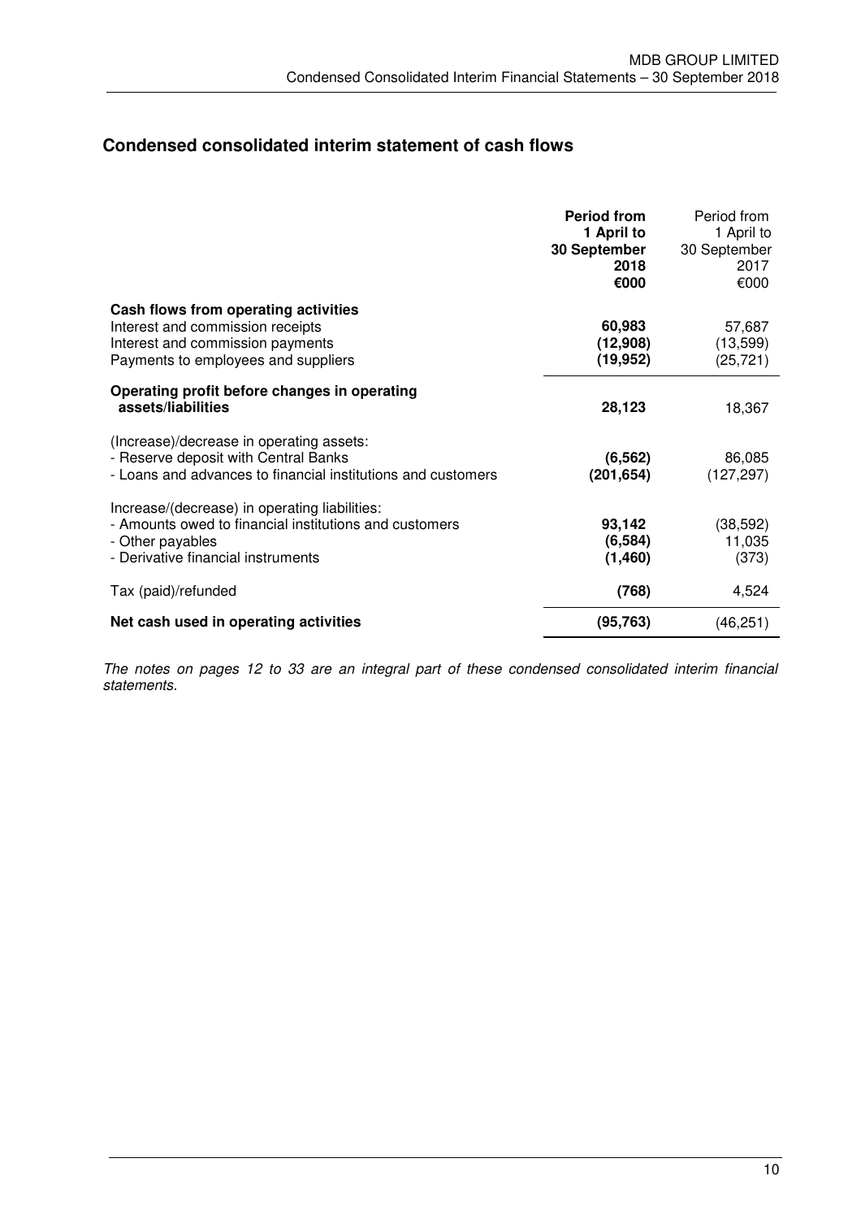## Condensed consolidated interim statement of cash flows

| | **Period from 1 April to 30 September 2018 €000** | Period from 1 April to 30 September 2017 €000 |
|---|---|---|
| **Cash flows from operating activities** | | |
| Interest and commission receipts | **60,983** | 57,687 |
| Interest and commission payments | **(12,908)** | (13,599) |
| Payments to employees and suppliers | **(19,952)** | (25,721) |
| **Operating profit before changes in operating assets/liabilities** | **28,123** | 18,367 |
| (Increase)/decrease in operating assets: | | |
| - Reserve deposit with Central Banks | **(6,562)** | 86,085 |
| - Loans and advances to financial institutions and customers | **(201,654)** | (127,297) |
| Increase/(decrease) in operating liabilities: | | |
| - Amounts owed to financial institutions and customers | **93,142** | (38,592) |
| - Other payables | **(6,584)** | 11,035 |
| - Derivative financial instruments | **(1,460)** | (373) |
| Tax (paid)/refunded | **(768)** | 4,524 |
| **Net cash used in operating activities** | **(95,763)** | (46,251) |

*The notes on pages 12 to 33 are an integral part of these condensed consolidated interim financial statements.*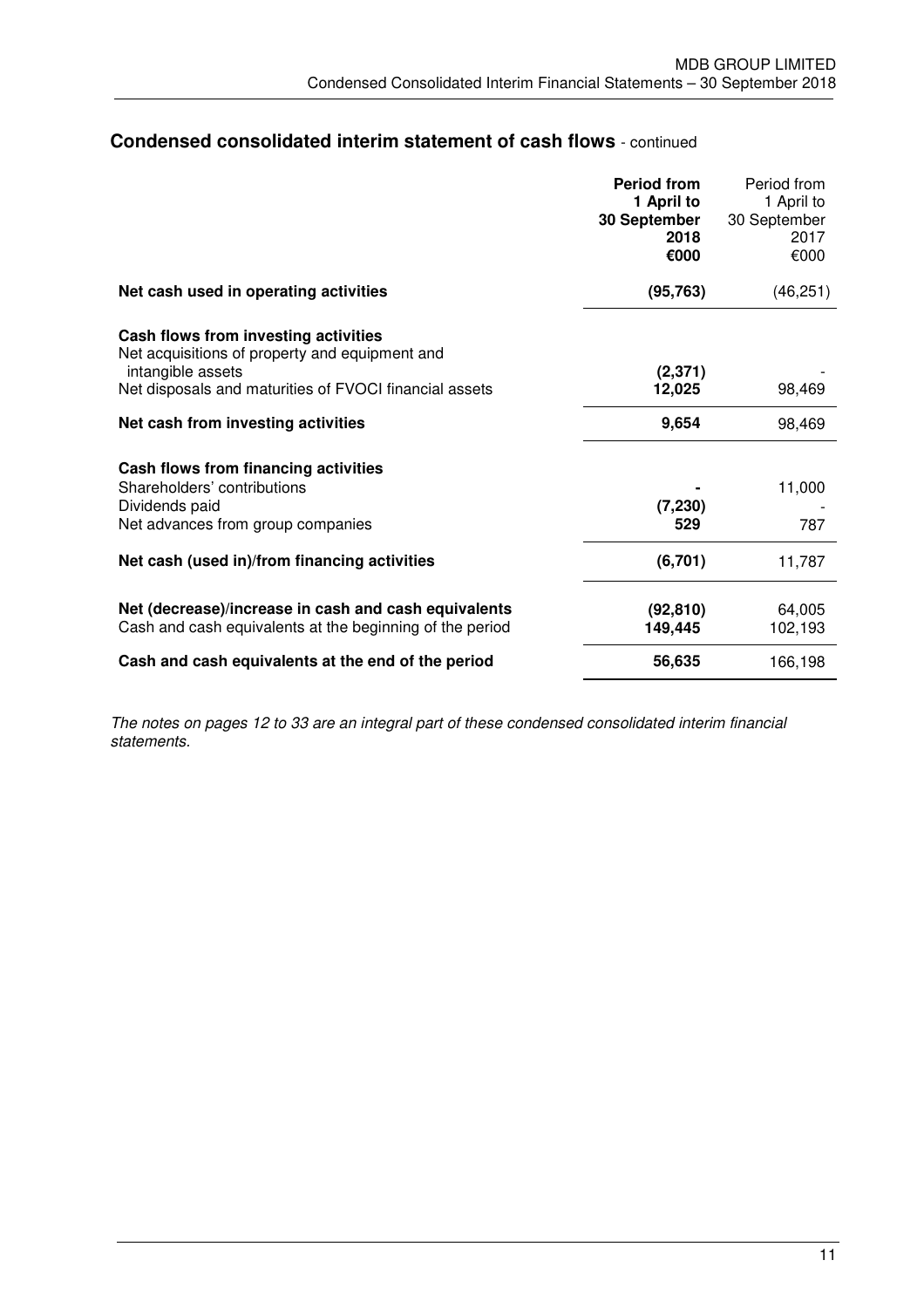## Condensed consolidated interim statement of cash flows - continued

| | Period from 1 April to 30 September 2018 €000 | Period from 1 April to 30 September 2017 €000 |
|---|---|---|
| **Net cash used in operating activities** | **(95,763)** | (46,251) |
| **Cash flows from investing activities** | | |
| Net acquisitions of property and equipment and intangible assets | **(2,371)** | - |
| Net disposals and maturities of FVOCI financial assets | **12,025** | 98,469 |
| **Net cash from investing activities** | **9,654** | 98,469 |
| **Cash flows from financing activities** | | |
| Shareholders' contributions | **-** | 11,000 |
| Dividends paid | **(7,230)** | - |
| Net advances from group companies | **529** | 787 |
| **Net cash (used in)/from financing activities** | **(6,701)** | 11,787 |
| **Net (decrease)/increase in cash and cash equivalents** | **(92,810)** | 64,005 |
| Cash and cash equivalents at the beginning of the period | **149,445** | 102,193 |
| **Cash and cash equivalents at the end of the period** | **56,635** | 166,198 |

*The notes on pages 12 to 33 are an integral part of these condensed consolidated interim financial statements.*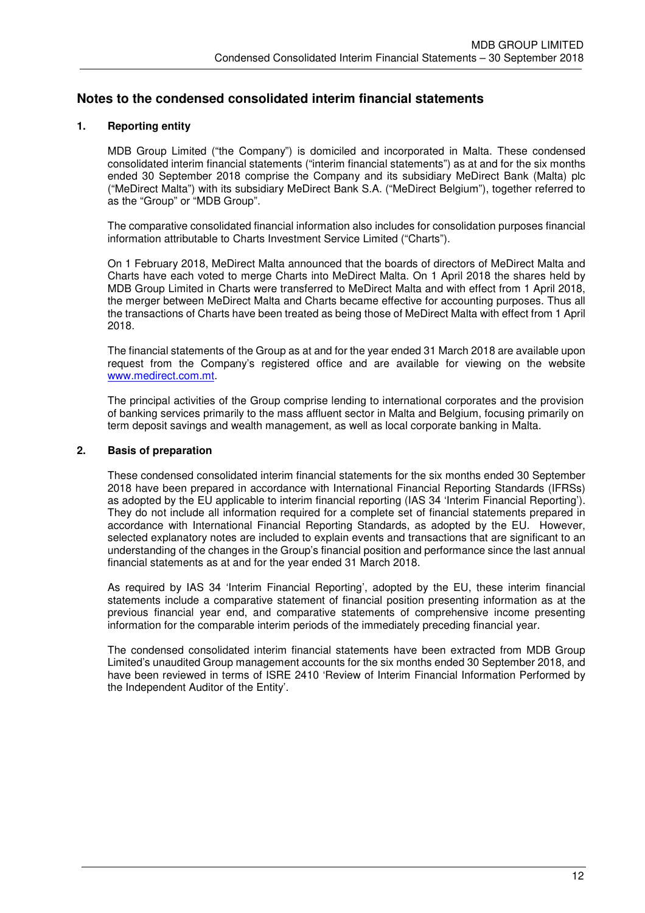# Notes to the condensed consolidated interim financial statements

## 1. Reporting entity

MDB Group Limited ("the Company") is domiciled and incorporated in Malta. These condensed consolidated interim financial statements ("interim financial statements") as at and for the six months ended 30 September 2018 comprise the Company and its subsidiary MeDirect Bank (Malta) plc ("MeDirect Malta") with its subsidiary MeDirect Bank S.A. ("MeDirect Belgium"), together referred to as the "Group" or "MDB Group".

The comparative consolidated financial information also includes for consolidation purposes financial information attributable to Charts Investment Service Limited ("Charts").

On 1 February 2018, MeDirect Malta announced that the boards of directors of MeDirect Malta and Charts have each voted to merge Charts into MeDirect Malta. On 1 April 2018 the shares held by MDB Group Limited in Charts were transferred to MeDirect Malta and with effect from 1 April 2018, the merger between MeDirect Malta and Charts became effective for accounting purposes. Thus all the transactions of Charts have been treated as being those of MeDirect Malta with effect from 1 April 2018.

The financial statements of the Group as at and for the year ended 31 March 2018 are available upon request from the Company's registered office and are available for viewing on the website www.medirect.com.mt.

The principal activities of the Group comprise lending to international corporates and the provision of banking services primarily to the mass affluent sector in Malta and Belgium, focusing primarily on term deposit savings and wealth management, as well as local corporate banking in Malta.

## 2. Basis of preparation

These condensed consolidated interim financial statements for the six months ended 30 September 2018 have been prepared in accordance with International Financial Reporting Standards (IFRSs) as adopted by the EU applicable to interim financial reporting (IAS 34 'Interim Financial Reporting'). They do not include all information required for a complete set of financial statements prepared in accordance with International Financial Reporting Standards, as adopted by the EU. However, selected explanatory notes are included to explain events and transactions that are significant to an understanding of the changes in the Group's financial position and performance since the last annual financial statements as at and for the year ended 31 March 2018.

As required by IAS 34 'Interim Financial Reporting', adopted by the EU, these interim financial statements include a comparative statement of financial position presenting information as at the previous financial year end, and comparative statements of comprehensive income presenting information for the comparable interim periods of the immediately preceding financial year.

The condensed consolidated interim financial statements have been extracted from MDB Group Limited's unaudited Group management accounts for the six months ended 30 September 2018, and have been reviewed in terms of ISRE 2410 'Review of Interim Financial Information Performed by the Independent Auditor of the Entity'.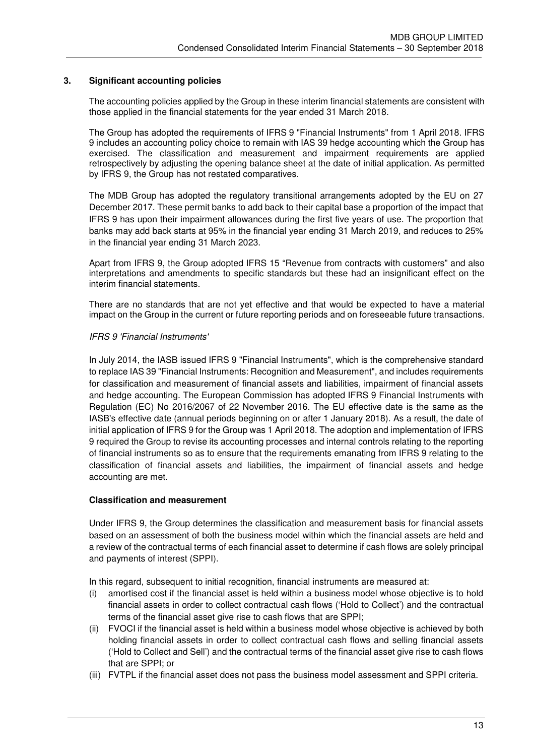## 3. Significant accounting policies

The accounting policies applied by the Group in these interim financial statements are consistent with those applied in the financial statements for the year ended 31 March 2018.

The Group has adopted the requirements of IFRS 9 "Financial Instruments" from 1 April 2018. IFRS 9 includes an accounting policy choice to remain with IAS 39 hedge accounting which the Group has exercised. The classification and measurement and impairment requirements are applied retrospectively by adjusting the opening balance sheet at the date of initial application. As permitted by IFRS 9, the Group has not restated comparatives.

The MDB Group has adopted the regulatory transitional arrangements adopted by the EU on 27 December 2017. These permit banks to add back to their capital base a proportion of the impact that IFRS 9 has upon their impairment allowances during the first five years of use. The proportion that banks may add back starts at 95% in the financial year ending 31 March 2019, and reduces to 25% in the financial year ending 31 March 2023.

Apart from IFRS 9, the Group adopted IFRS 15 "Revenue from contracts with customers" and also interpretations and amendments to specific standards but these had an insignificant effect on the interim financial statements.

There are no standards that are not yet effective and that would be expected to have a material impact on the Group in the current or future reporting periods and on foreseeable future transactions.

*IFRS 9 'Financial Instruments'*

In July 2014, the IASB issued IFRS 9 "Financial Instruments", which is the comprehensive standard to replace IAS 39 "Financial Instruments: Recognition and Measurement", and includes requirements for classification and measurement of financial assets and liabilities, impairment of financial assets and hedge accounting. The European Commission has adopted IFRS 9 Financial Instruments with Regulation (EC) No 2016/2067 of 22 November 2016. The EU effective date is the same as the IASB's effective date (annual periods beginning on or after 1 January 2018). As a result, the date of initial application of IFRS 9 for the Group was 1 April 2018. The adoption and implementation of IFRS 9 required the Group to revise its accounting processes and internal controls relating to the reporting of financial instruments so as to ensure that the requirements emanating from IFRS 9 relating to the classification of financial assets and liabilities, the impairment of financial assets and hedge accounting are met.

**Classification and measurement**

Under IFRS 9, the Group determines the classification and measurement basis for financial assets based on an assessment of both the business model within which the financial assets are held and a review of the contractual terms of each financial asset to determine if cash flows are solely principal and payments of interest (SPPI).

In this regard, subsequent to initial recognition, financial instruments are measured at:

(i) amortised cost if the financial asset is held within a business model whose objective is to hold financial assets in order to collect contractual cash flows ('Hold to Collect') and the contractual terms of the financial asset give rise to cash flows that are SPPI;
(ii) FVOCI if the financial asset is held within a business model whose objective is achieved by both holding financial assets in order to collect contractual cash flows and selling financial assets ('Hold to Collect and Sell') and the contractual terms of the financial asset give rise to cash flows that are SPPI; or
(iii) FVTPL if the financial asset does not pass the business model assessment and SPPI criteria.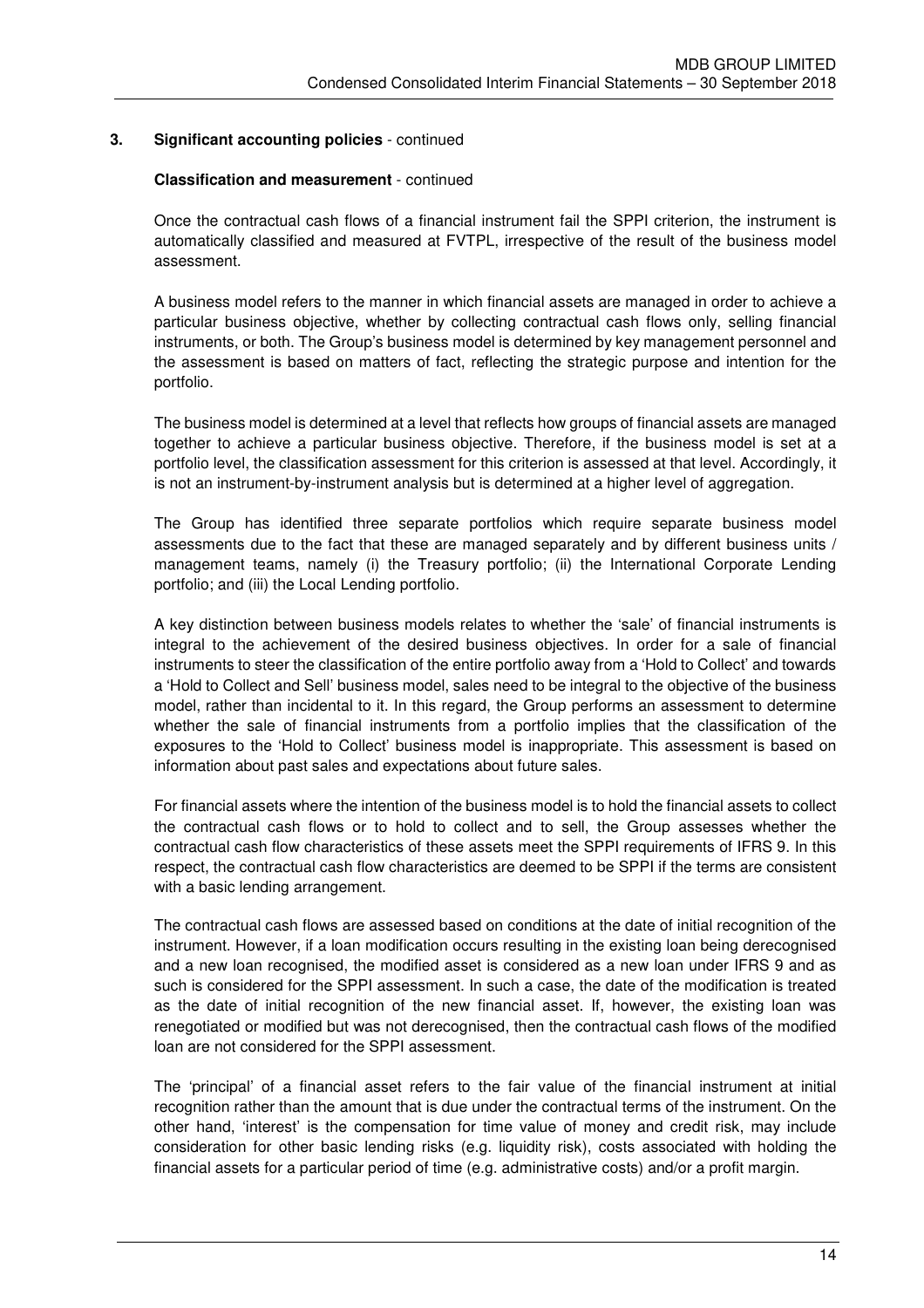### 3. Significant accounting policies - continued

**Classification and measurement** - continued

Once the contractual cash flows of a financial instrument fail the SPPI criterion, the instrument is automatically classified and measured at FVTPL, irrespective of the result of the business model assessment.

A business model refers to the manner in which financial assets are managed in order to achieve a particular business objective, whether by collecting contractual cash flows only, selling financial instruments, or both. The Group's business model is determined by key management personnel and the assessment is based on matters of fact, reflecting the strategic purpose and intention for the portfolio.

The business model is determined at a level that reflects how groups of financial assets are managed together to achieve a particular business objective. Therefore, if the business model is set at a portfolio level, the classification assessment for this criterion is assessed at that level. Accordingly, it is not an instrument-by-instrument analysis but is determined at a higher level of aggregation.

The Group has identified three separate portfolios which require separate business model assessments due to the fact that these are managed separately and by different business units / management teams, namely (i) the Treasury portfolio; (ii) the International Corporate Lending portfolio; and (iii) the Local Lending portfolio.

A key distinction between business models relates to whether the 'sale' of financial instruments is integral to the achievement of the desired business objectives. In order for a sale of financial instruments to steer the classification of the entire portfolio away from a 'Hold to Collect' and towards a 'Hold to Collect and Sell' business model, sales need to be integral to the objective of the business model, rather than incidental to it. In this regard, the Group performs an assessment to determine whether the sale of financial instruments from a portfolio implies that the classification of the exposures to the 'Hold to Collect' business model is inappropriate. This assessment is based on information about past sales and expectations about future sales.

For financial assets where the intention of the business model is to hold the financial assets to collect the contractual cash flows or to hold to collect and to sell, the Group assesses whether the contractual cash flow characteristics of these assets meet the SPPI requirements of IFRS 9. In this respect, the contractual cash flow characteristics are deemed to be SPPI if the terms are consistent with a basic lending arrangement.

The contractual cash flows are assessed based on conditions at the date of initial recognition of the instrument. However, if a loan modification occurs resulting in the existing loan being derecognised and a new loan recognised, the modified asset is considered as a new loan under IFRS 9 and as such is considered for the SPPI assessment. In such a case, the date of the modification is treated as the date of initial recognition of the new financial asset. If, however, the existing loan was renegotiated or modified but was not derecognised, then the contractual cash flows of the modified loan are not considered for the SPPI assessment.

The 'principal' of a financial asset refers to the fair value of the financial instrument at initial recognition rather than the amount that is due under the contractual terms of the instrument. On the other hand, 'interest' is the compensation for time value of money and credit risk, may include consideration for other basic lending risks (e.g. liquidity risk), costs associated with holding the financial assets for a particular period of time (e.g. administrative costs) and/or a profit margin.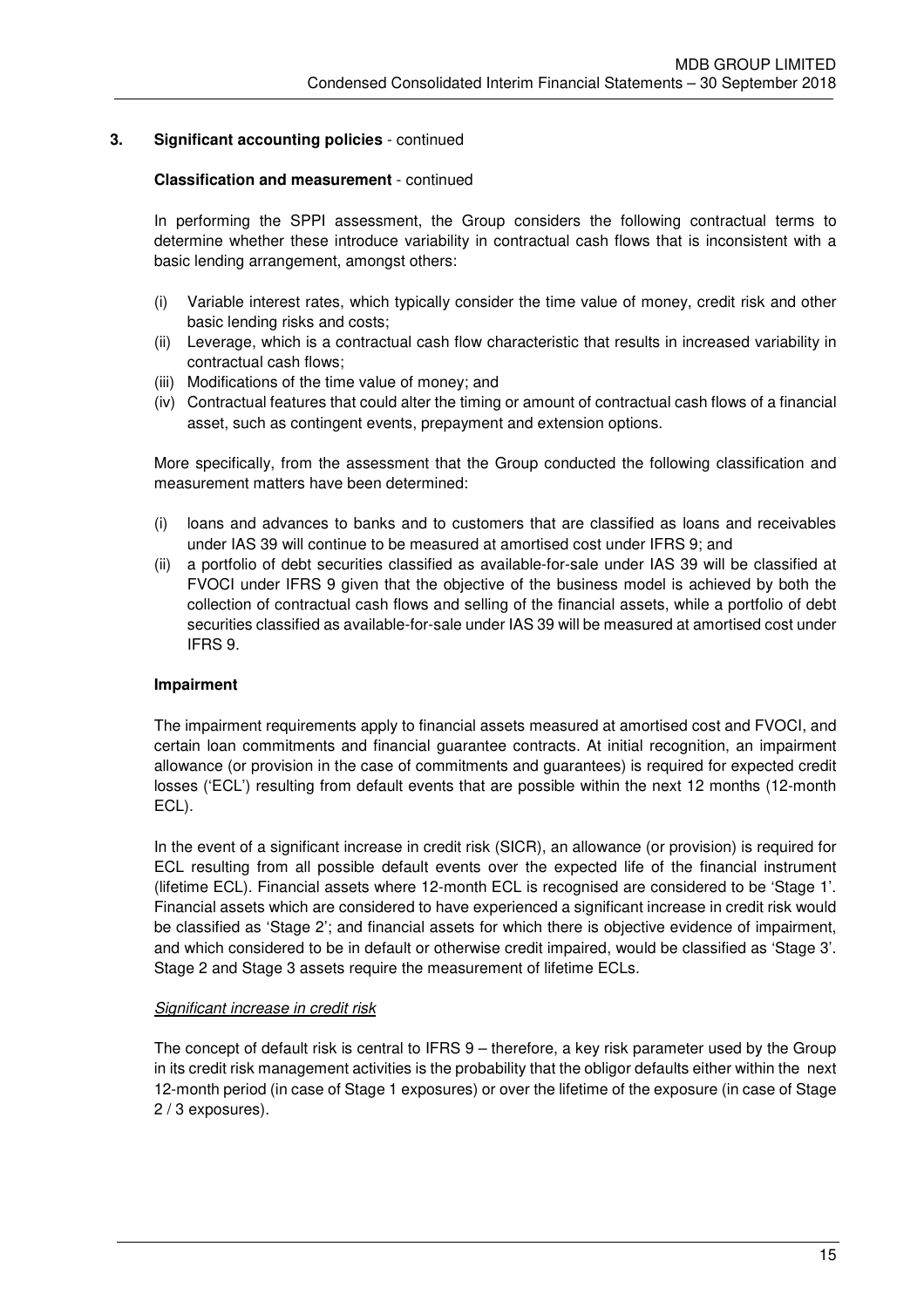## 3. Significant accounting policies - continued

**Classification and measurement** - continued

In performing the SPPI assessment, the Group considers the following contractual terms to determine whether these introduce variability in contractual cash flows that is inconsistent with a basic lending arrangement, amongst others:

(i) Variable interest rates, which typically consider the time value of money, credit risk and other basic lending risks and costs;
(ii) Leverage, which is a contractual cash flow characteristic that results in increased variability in contractual cash flows;
(iii) Modifications of the time value of money; and
(iv) Contractual features that could alter the timing or amount of contractual cash flows of a financial asset, such as contingent events, prepayment and extension options.

More specifically, from the assessment that the Group conducted the following classification and measurement matters have been determined:

(i) loans and advances to banks and to customers that are classified as loans and receivables under IAS 39 will continue to be measured at amortised cost under IFRS 9; and
(ii) a portfolio of debt securities classified as available-for-sale under IAS 39 will be classified at FVOCI under IFRS 9 given that the objective of the business model is achieved by both the collection of contractual cash flows and selling of the financial assets, while a portfolio of debt securities classified as available-for-sale under IAS 39 will be measured at amortised cost under IFRS 9.

**Impairment**

The impairment requirements apply to financial assets measured at amortised cost and FVOCI, and certain loan commitments and financial guarantee contracts. At initial recognition, an impairment allowance (or provision in the case of commitments and guarantees) is required for expected credit losses ('ECL') resulting from default events that are possible within the next 12 months (12-month ECL).

In the event of a significant increase in credit risk (SICR), an allowance (or provision) is required for ECL resulting from all possible default events over the expected life of the financial instrument (lifetime ECL). Financial assets where 12-month ECL is recognised are considered to be 'Stage 1'. Financial assets which are considered to have experienced a significant increase in credit risk would be classified as 'Stage 2'; and financial assets for which there is objective evidence of impairment, and which considered to be in default or otherwise credit impaired, would be classified as 'Stage 3'. Stage 2 and Stage 3 assets require the measurement of lifetime ECLs.

*Significant increase in credit risk*

The concept of default risk is central to IFRS 9 – therefore, a key risk parameter used by the Group in its credit risk management activities is the probability that the obligor defaults either within the next 12-month period (in case of Stage 1 exposures) or over the lifetime of the exposure (in case of Stage 2 / 3 exposures).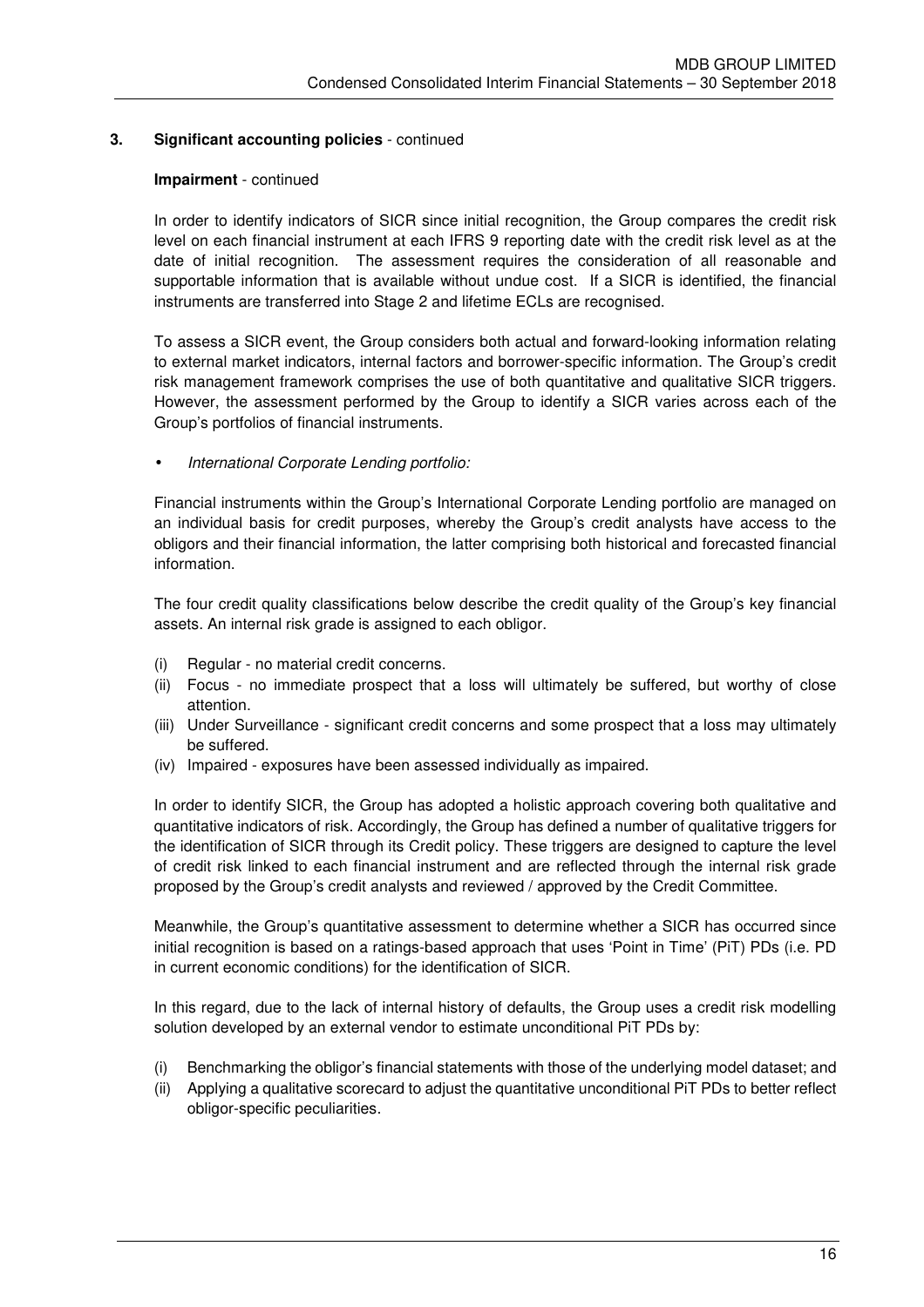## 3. Significant accounting policies - continued

**Impairment** - continued

In order to identify indicators of SICR since initial recognition, the Group compares the credit risk level on each financial instrument at each IFRS 9 reporting date with the credit risk level as at the date of initial recognition. The assessment requires the consideration of all reasonable and supportable information that is available without undue cost. If a SICR is identified, the financial instruments are transferred into Stage 2 and lifetime ECLs are recognised.

To assess a SICR event, the Group considers both actual and forward-looking information relating to external market indicators, internal factors and borrower-specific information. The Group's credit risk management framework comprises the use of both quantitative and qualitative SICR triggers. However, the assessment performed by the Group to identify a SICR varies across each of the Group's portfolios of financial instruments.

- *International Corporate Lending portfolio:*

Financial instruments within the Group's International Corporate Lending portfolio are managed on an individual basis for credit purposes, whereby the Group's credit analysts have access to the obligors and their financial information, the latter comprising both historical and forecasted financial information.

The four credit quality classifications below describe the credit quality of the Group's key financial assets. An internal risk grade is assigned to each obligor.

(i) Regular - no material credit concerns.
(ii) Focus - no immediate prospect that a loss will ultimately be suffered, but worthy of close attention.
(iii) Under Surveillance - significant credit concerns and some prospect that a loss may ultimately be suffered.
(iv) Impaired - exposures have been assessed individually as impaired.

In order to identify SICR, the Group has adopted a holistic approach covering both qualitative and quantitative indicators of risk. Accordingly, the Group has defined a number of qualitative triggers for the identification of SICR through its Credit policy. These triggers are designed to capture the level of credit risk linked to each financial instrument and are reflected through the internal risk grade proposed by the Group's credit analysts and reviewed / approved by the Credit Committee.

Meanwhile, the Group's quantitative assessment to determine whether a SICR has occurred since initial recognition is based on a ratings-based approach that uses 'Point in Time' (PiT) PDs (i.e. PD in current economic conditions) for the identification of SICR.

In this regard, due to the lack of internal history of defaults, the Group uses a credit risk modelling solution developed by an external vendor to estimate unconditional PiT PDs by:

(i) Benchmarking the obligor's financial statements with those of the underlying model dataset; and
(ii) Applying a qualitative scorecard to adjust the quantitative unconditional PiT PDs to better reflect obligor-specific peculiarities.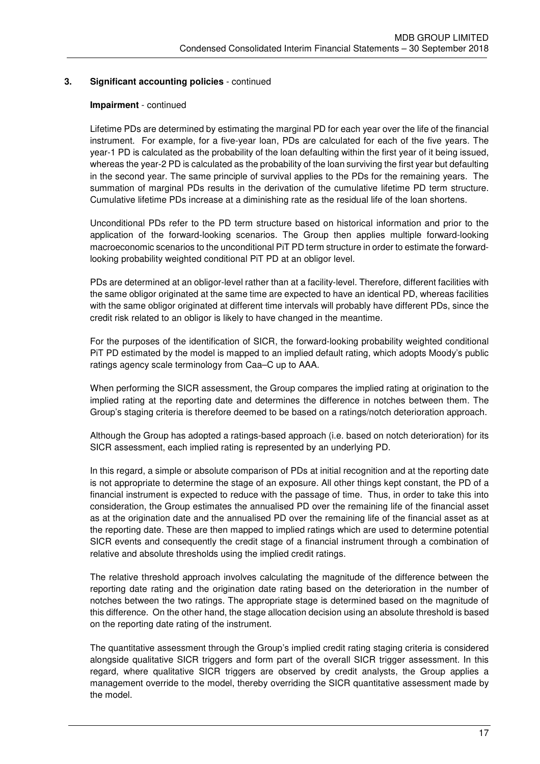**3. Significant accounting policies** - continued

**Impairment** - continued

Lifetime PDs are determined by estimating the marginal PD for each year over the life of the financial instrument. For example, for a five-year loan, PDs are calculated for each of the five years. The year-1 PD is calculated as the probability of the loan defaulting within the first year of it being issued, whereas the year-2 PD is calculated as the probability of the loan surviving the first year but defaulting in the second year. The same principle of survival applies to the PDs for the remaining years. The summation of marginal PDs results in the derivation of the cumulative lifetime PD term structure. Cumulative lifetime PDs increase at a diminishing rate as the residual life of the loan shortens.

Unconditional PDs refer to the PD term structure based on historical information and prior to the application of the forward-looking scenarios. The Group then applies multiple forward-looking macroeconomic scenarios to the unconditional PiT PD term structure in order to estimate the forward-looking probability weighted conditional PiT PD at an obligor level.

PDs are determined at an obligor-level rather than at a facility-level. Therefore, different facilities with the same obligor originated at the same time are expected to have an identical PD, whereas facilities with the same obligor originated at different time intervals will probably have different PDs, since the credit risk related to an obligor is likely to have changed in the meantime.

For the purposes of the identification of SICR, the forward-looking probability weighted conditional PiT PD estimated by the model is mapped to an implied default rating, which adopts Moody's public ratings agency scale terminology from Caa–C up to AAA.

When performing the SICR assessment, the Group compares the implied rating at origination to the implied rating at the reporting date and determines the difference in notches between them. The Group's staging criteria is therefore deemed to be based on a ratings/notch deterioration approach.

Although the Group has adopted a ratings-based approach (i.e. based on notch deterioration) for its SICR assessment, each implied rating is represented by an underlying PD.

In this regard, a simple or absolute comparison of PDs at initial recognition and at the reporting date is not appropriate to determine the stage of an exposure. All other things kept constant, the PD of a financial instrument is expected to reduce with the passage of time. Thus, in order to take this into consideration, the Group estimates the annualised PD over the remaining life of the financial asset as at the origination date and the annualised PD over the remaining life of the financial asset as at the reporting date. These are then mapped to implied ratings which are used to determine potential SICR events and consequently the credit stage of a financial instrument through a combination of relative and absolute thresholds using the implied credit ratings.

The relative threshold approach involves calculating the magnitude of the difference between the reporting date rating and the origination date rating based on the deterioration in the number of notches between the two ratings. The appropriate stage is determined based on the magnitude of this difference. On the other hand, the stage allocation decision using an absolute threshold is based on the reporting date rating of the instrument.

The quantitative assessment through the Group's implied credit rating staging criteria is considered alongside qualitative SICR triggers and form part of the overall SICR trigger assessment. In this regard, where qualitative SICR triggers are observed by credit analysts, the Group applies a management override to the model, thereby overriding the SICR quantitative assessment made by the model.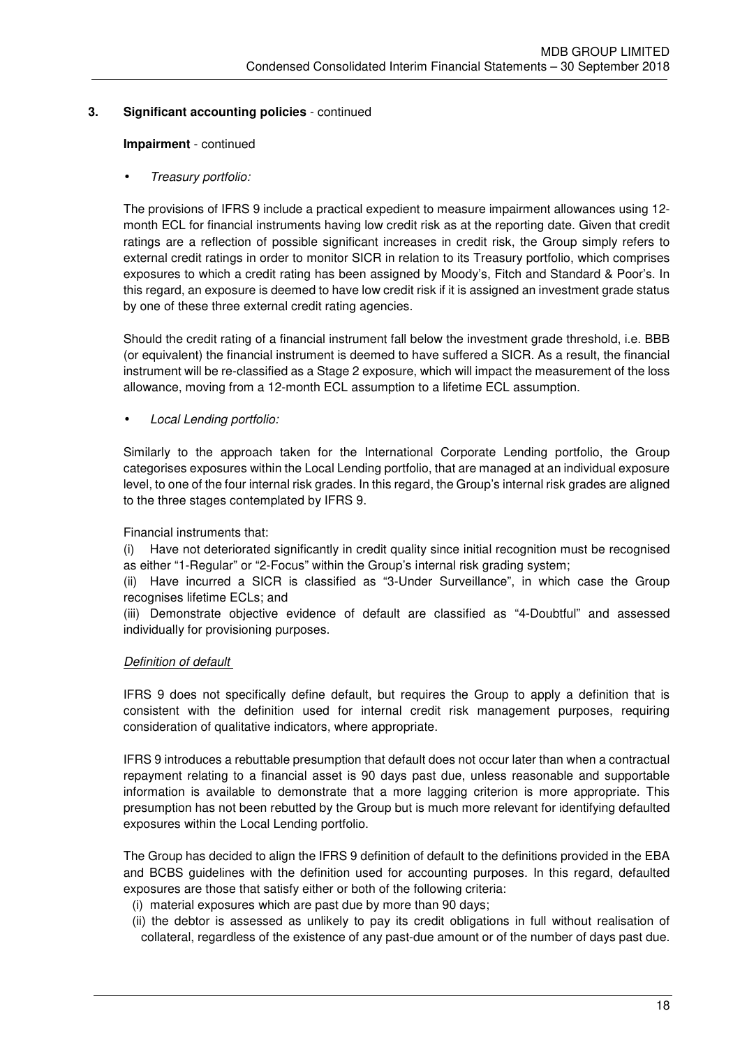## 3. Significant accounting policies - continued

**Impairment** - continued

- *Treasury portfolio:*

The provisions of IFRS 9 include a practical expedient to measure impairment allowances using 12-month ECL for financial instruments having low credit risk as at the reporting date. Given that credit ratings are a reflection of possible significant increases in credit risk, the Group simply refers to external credit ratings in order to monitor SICR in relation to its Treasury portfolio, which comprises exposures to which a credit rating has been assigned by Moody's, Fitch and Standard & Poor's. In this regard, an exposure is deemed to have low credit risk if it is assigned an investment grade status by one of these three external credit rating agencies.

Should the credit rating of a financial instrument fall below the investment grade threshold, i.e. BBB (or equivalent) the financial instrument is deemed to have suffered a SICR. As a result, the financial instrument will be re-classified as a Stage 2 exposure, which will impact the measurement of the loss allowance, moving from a 12-month ECL assumption to a lifetime ECL assumption.

- *Local Lending portfolio:*

Similarly to the approach taken for the International Corporate Lending portfolio, the Group categorises exposures within the Local Lending portfolio, that are managed at an individual exposure level, to one of the four internal risk grades. In this regard, the Group's internal risk grades are aligned to the three stages contemplated by IFRS 9.

Financial instruments that:

(i) Have not deteriorated significantly in credit quality since initial recognition must be recognised as either "1-Regular" or "2-Focus" within the Group's internal risk grading system;

(ii) Have incurred a SICR is classified as "3-Under Surveillance", in which case the Group recognises lifetime ECLs; and

(iii) Demonstrate objective evidence of default are classified as "4-Doubtful" and assessed individually for provisioning purposes.

*Definition of default*

IFRS 9 does not specifically define default, but requires the Group to apply a definition that is consistent with the definition used for internal credit risk management purposes, requiring consideration of qualitative indicators, where appropriate.

IFRS 9 introduces a rebuttable presumption that default does not occur later than when a contractual repayment relating to a financial asset is 90 days past due, unless reasonable and supportable information is available to demonstrate that a more lagging criterion is more appropriate. This presumption has not been rebutted by the Group but is much more relevant for identifying defaulted exposures within the Local Lending portfolio.

The Group has decided to align the IFRS 9 definition of default to the definitions provided in the EBA and BCBS guidelines with the definition used for accounting purposes. In this regard, defaulted exposures are those that satisfy either or both of the following criteria:

(i) material exposures which are past due by more than 90 days;

(ii) the debtor is assessed as unlikely to pay its credit obligations in full without realisation of collateral, regardless of the existence of any past-due amount or of the number of days past due.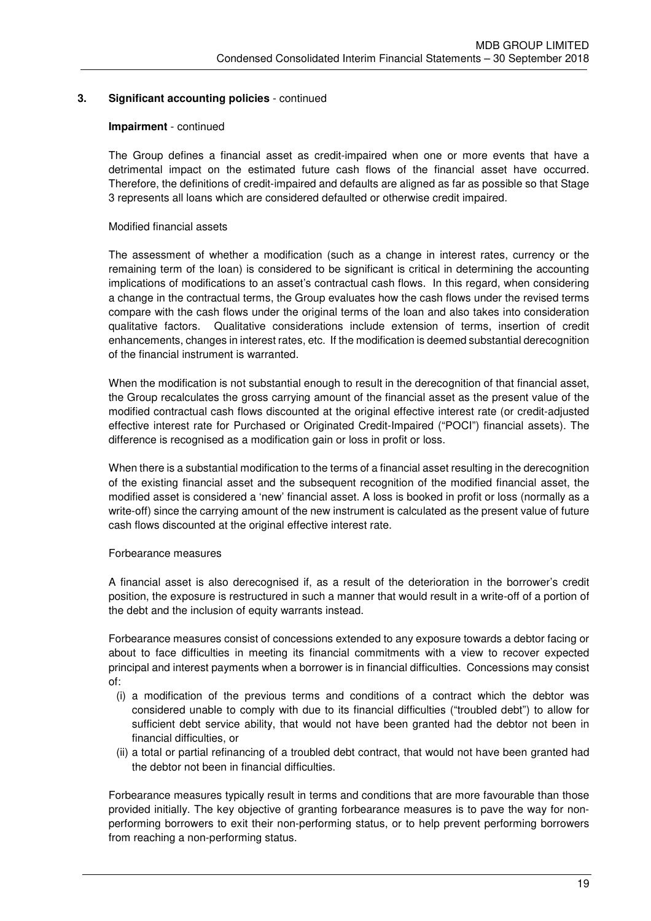## 3. Significant accounting policies - continued

### Impairment - continued

The Group defines a financial asset as credit-impaired when one or more events that have a detrimental impact on the estimated future cash flows of the financial asset have occurred. Therefore, the definitions of credit-impaired and defaults are aligned as far as possible so that Stage 3 represents all loans which are considered defaulted or otherwise credit impaired.

Modified financial assets

The assessment of whether a modification (such as a change in interest rates, currency or the remaining term of the loan) is considered to be significant is critical in determining the accounting implications of modifications to an asset's contractual cash flows. In this regard, when considering a change in the contractual terms, the Group evaluates how the cash flows under the revised terms compare with the cash flows under the original terms of the loan and also takes into consideration qualitative factors. Qualitative considerations include extension of terms, insertion of credit enhancements, changes in interest rates, etc. If the modification is deemed substantial derecognition of the financial instrument is warranted.

When the modification is not substantial enough to result in the derecognition of that financial asset, the Group recalculates the gross carrying amount of the financial asset as the present value of the modified contractual cash flows discounted at the original effective interest rate (or credit-adjusted effective interest rate for Purchased or Originated Credit-Impaired ("POCI") financial assets). The difference is recognised as a modification gain or loss in profit or loss.

When there is a substantial modification to the terms of a financial asset resulting in the derecognition of the existing financial asset and the subsequent recognition of the modified financial asset, the modified asset is considered a 'new' financial asset. A loss is booked in profit or loss (normally as a write-off) since the carrying amount of the new instrument is calculated as the present value of future cash flows discounted at the original effective interest rate.

Forbearance measures

A financial asset is also derecognised if, as a result of the deterioration in the borrower's credit position, the exposure is restructured in such a manner that would result in a write-off of a portion of the debt and the inclusion of equity warrants instead.

Forbearance measures consist of concessions extended to any exposure towards a debtor facing or about to face difficulties in meeting its financial commitments with a view to recover expected principal and interest payments when a borrower is in financial difficulties. Concessions may consist of:

(i) a modification of the previous terms and conditions of a contract which the debtor was considered unable to comply with due to its financial difficulties ("troubled debt") to allow for sufficient debt service ability, that would not have been granted had the debtor not been in financial difficulties, or

(ii) a total or partial refinancing of a troubled debt contract, that would not have been granted had the debtor not been in financial difficulties.

Forbearance measures typically result in terms and conditions that are more favourable than those provided initially. The key objective of granting forbearance measures is to pave the way for non-performing borrowers to exit their non-performing status, or to help prevent performing borrowers from reaching a non-performing status.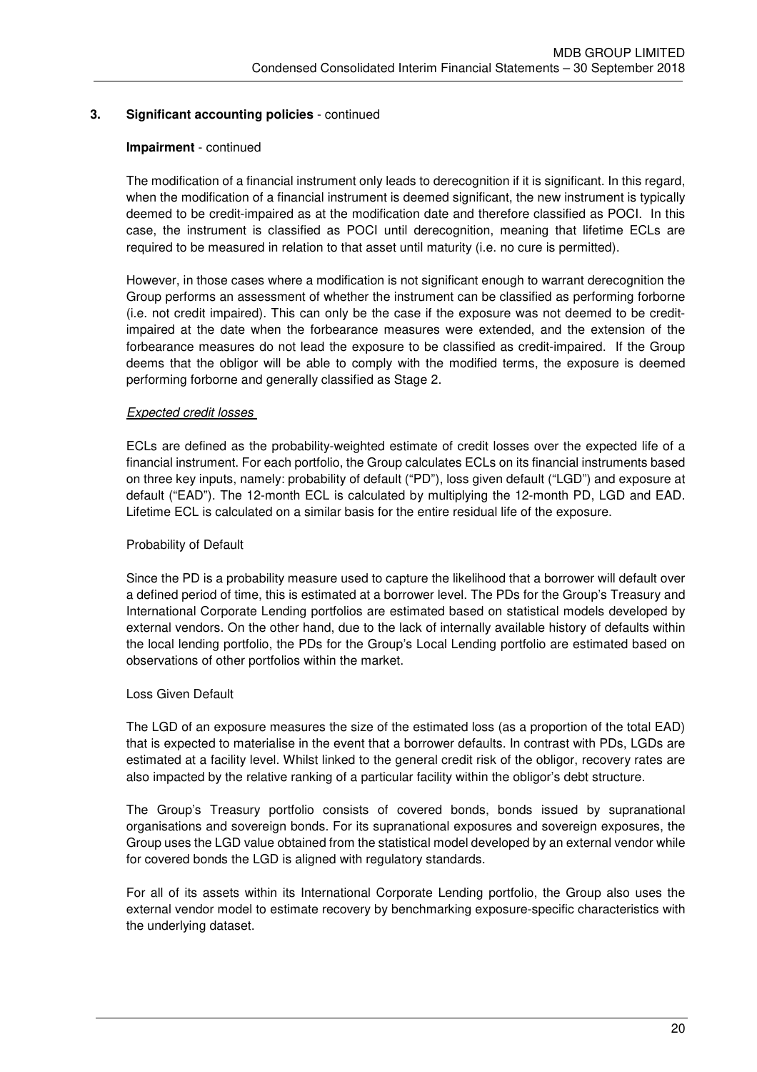## 3. Significant accounting policies - continued

**Impairment** - continued

The modification of a financial instrument only leads to derecognition if it is significant. In this regard, when the modification of a financial instrument is deemed significant, the new instrument is typically deemed to be credit-impaired as at the modification date and therefore classified as POCI. In this case, the instrument is classified as POCI until derecognition, meaning that lifetime ECLs are required to be measured in relation to that asset until maturity (i.e. no cure is permitted).

However, in those cases where a modification is not significant enough to warrant derecognition the Group performs an assessment of whether the instrument can be classified as performing forborne (i.e. not credit impaired). This can only be the case if the exposure was not deemed to be credit-impaired at the date when the forbearance measures were extended, and the extension of the forbearance measures do not lead the exposure to be classified as credit-impaired. If the Group deems that the obligor will be able to comply with the modified terms, the exposure is deemed performing forborne and generally classified as Stage 2.

*Expected credit losses*

ECLs are defined as the probability-weighted estimate of credit losses over the expected life of a financial instrument. For each portfolio, the Group calculates ECLs on its financial instruments based on three key inputs, namely: probability of default ("PD"), loss given default ("LGD") and exposure at default ("EAD"). The 12-month ECL is calculated by multiplying the 12-month PD, LGD and EAD. Lifetime ECL is calculated on a similar basis for the entire residual life of the exposure.

Probability of Default

Since the PD is a probability measure used to capture the likelihood that a borrower will default over a defined period of time, this is estimated at a borrower level. The PDs for the Group's Treasury and International Corporate Lending portfolios are estimated based on statistical models developed by external vendors. On the other hand, due to the lack of internally available history of defaults within the local lending portfolio, the PDs for the Group's Local Lending portfolio are estimated based on observations of other portfolios within the market.

Loss Given Default

The LGD of an exposure measures the size of the estimated loss (as a proportion of the total EAD) that is expected to materialise in the event that a borrower defaults. In contrast with PDs, LGDs are estimated at a facility level. Whilst linked to the general credit risk of the obligor, recovery rates are also impacted by the relative ranking of a particular facility within the obligor's debt structure.

The Group's Treasury portfolio consists of covered bonds, bonds issued by supranational organisations and sovereign bonds. For its supranational exposures and sovereign exposures, the Group uses the LGD value obtained from the statistical model developed by an external vendor while for covered bonds the LGD is aligned with regulatory standards.

For all of its assets within its International Corporate Lending portfolio, the Group also uses the external vendor model to estimate recovery by benchmarking exposure-specific characteristics with the underlying dataset.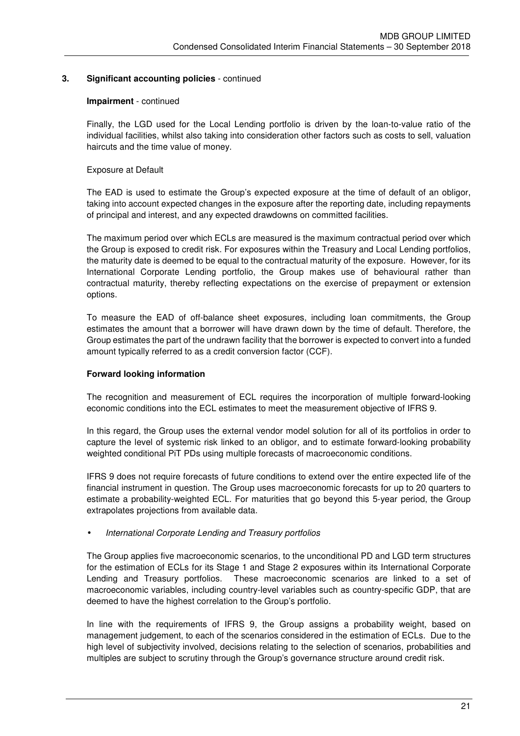## 3. Significant accounting policies - continued

**Impairment** - continued

Finally, the LGD used for the Local Lending portfolio is driven by the loan-to-value ratio of the individual facilities, whilst also taking into consideration other factors such as costs to sell, valuation haircuts and the time value of money.

Exposure at Default

The EAD is used to estimate the Group's expected exposure at the time of default of an obligor, taking into account expected changes in the exposure after the reporting date, including repayments of principal and interest, and any expected drawdowns on committed facilities.

The maximum period over which ECLs are measured is the maximum contractual period over which the Group is exposed to credit risk. For exposures within the Treasury and Local Lending portfolios, the maturity date is deemed to be equal to the contractual maturity of the exposure. However, for its International Corporate Lending portfolio, the Group makes use of behavioural rather than contractual maturity, thereby reflecting expectations on the exercise of prepayment or extension options.

To measure the EAD of off-balance sheet exposures, including loan commitments, the Group estimates the amount that a borrower will have drawn down by the time of default. Therefore, the Group estimates the part of the undrawn facility that the borrower is expected to convert into a funded amount typically referred to as a credit conversion factor (CCF).

**Forward looking information**

The recognition and measurement of ECL requires the incorporation of multiple forward-looking economic conditions into the ECL estimates to meet the measurement objective of IFRS 9.

In this regard, the Group uses the external vendor model solution for all of its portfolios in order to capture the level of systemic risk linked to an obligor, and to estimate forward-looking probability weighted conditional PiT PDs using multiple forecasts of macroeconomic conditions.

IFRS 9 does not require forecasts of future conditions to extend over the entire expected life of the financial instrument in question. The Group uses macroeconomic forecasts for up to 20 quarters to estimate a probability-weighted ECL. For maturities that go beyond this 5-year period, the Group extrapolates projections from available data.

- *International Corporate Lending and Treasury portfolios*

The Group applies five macroeconomic scenarios, to the unconditional PD and LGD term structures for the estimation of ECLs for its Stage 1 and Stage 2 exposures within its International Corporate Lending and Treasury portfolios. These macroeconomic scenarios are linked to a set of macroeconomic variables, including country-level variables such as country-specific GDP, that are deemed to have the highest correlation to the Group's portfolio.

In line with the requirements of IFRS 9, the Group assigns a probability weight, based on management judgement, to each of the scenarios considered in the estimation of ECLs. Due to the high level of subjectivity involved, decisions relating to the selection of scenarios, probabilities and multiples are subject to scrutiny through the Group's governance structure around credit risk.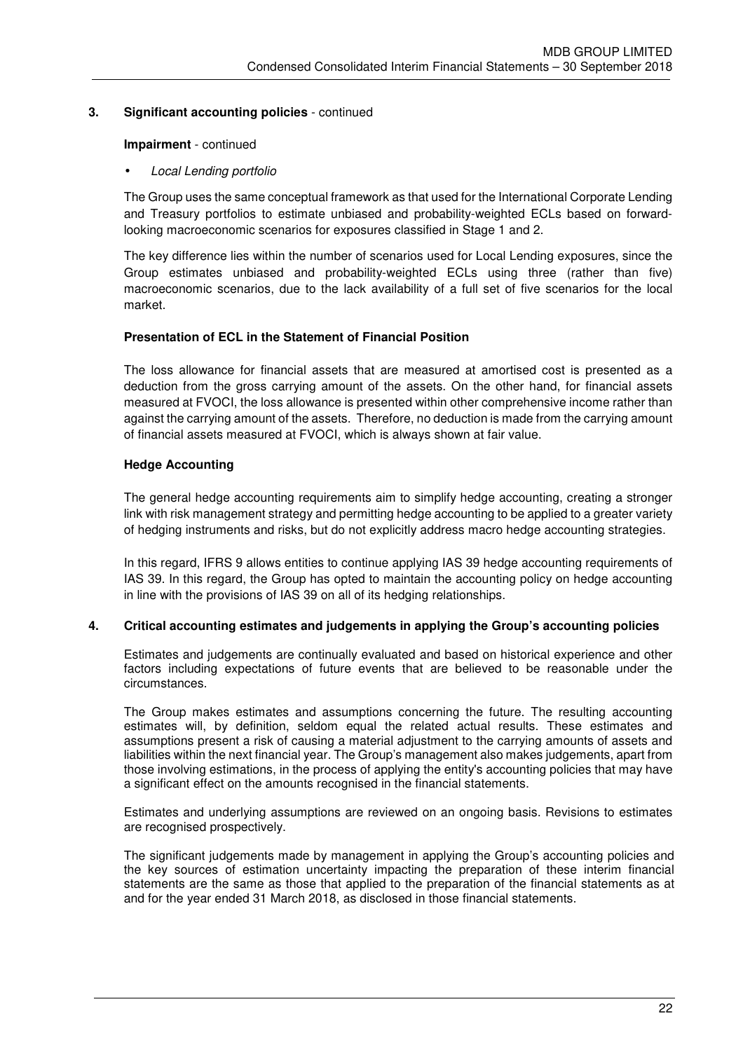## 3. Significant accounting policies - continued

**Impairment** - continued

- *Local Lending portfolio*

The Group uses the same conceptual framework as that used for the International Corporate Lending and Treasury portfolios to estimate unbiased and probability-weighted ECLs based on forward-looking macroeconomic scenarios for exposures classified in Stage 1 and 2.

The key difference lies within the number of scenarios used for Local Lending exposures, since the Group estimates unbiased and probability-weighted ECLs using three (rather than five) macroeconomic scenarios, due to the lack availability of a full set of five scenarios for the local market.

**Presentation of ECL in the Statement of Financial Position**

The loss allowance for financial assets that are measured at amortised cost is presented as a deduction from the gross carrying amount of the assets. On the other hand, for financial assets measured at FVOCI, the loss allowance is presented within other comprehensive income rather than against the carrying amount of the assets. Therefore, no deduction is made from the carrying amount of financial assets measured at FVOCI, which is always shown at fair value.

**Hedge Accounting**

The general hedge accounting requirements aim to simplify hedge accounting, creating a stronger link with risk management strategy and permitting hedge accounting to be applied to a greater variety of hedging instruments and risks, but do not explicitly address macro hedge accounting strategies.

In this regard, IFRS 9 allows entities to continue applying IAS 39 hedge accounting requirements of IAS 39. In this regard, the Group has opted to maintain the accounting policy on hedge accounting in line with the provisions of IAS 39 on all of its hedging relationships.

## 4. Critical accounting estimates and judgements in applying the Group's accounting policies

Estimates and judgements are continually evaluated and based on historical experience and other factors including expectations of future events that are believed to be reasonable under the circumstances.

The Group makes estimates and assumptions concerning the future. The resulting accounting estimates will, by definition, seldom equal the related actual results. These estimates and assumptions present a risk of causing a material adjustment to the carrying amounts of assets and liabilities within the next financial year. The Group's management also makes judgements, apart from those involving estimations, in the process of applying the entity's accounting policies that may have a significant effect on the amounts recognised in the financial statements.

Estimates and underlying assumptions are reviewed on an ongoing basis. Revisions to estimates are recognised prospectively.

The significant judgements made by management in applying the Group's accounting policies and the key sources of estimation uncertainty impacting the preparation of these interim financial statements are the same as those that applied to the preparation of the financial statements as at and for the year ended 31 March 2018, as disclosed in those financial statements.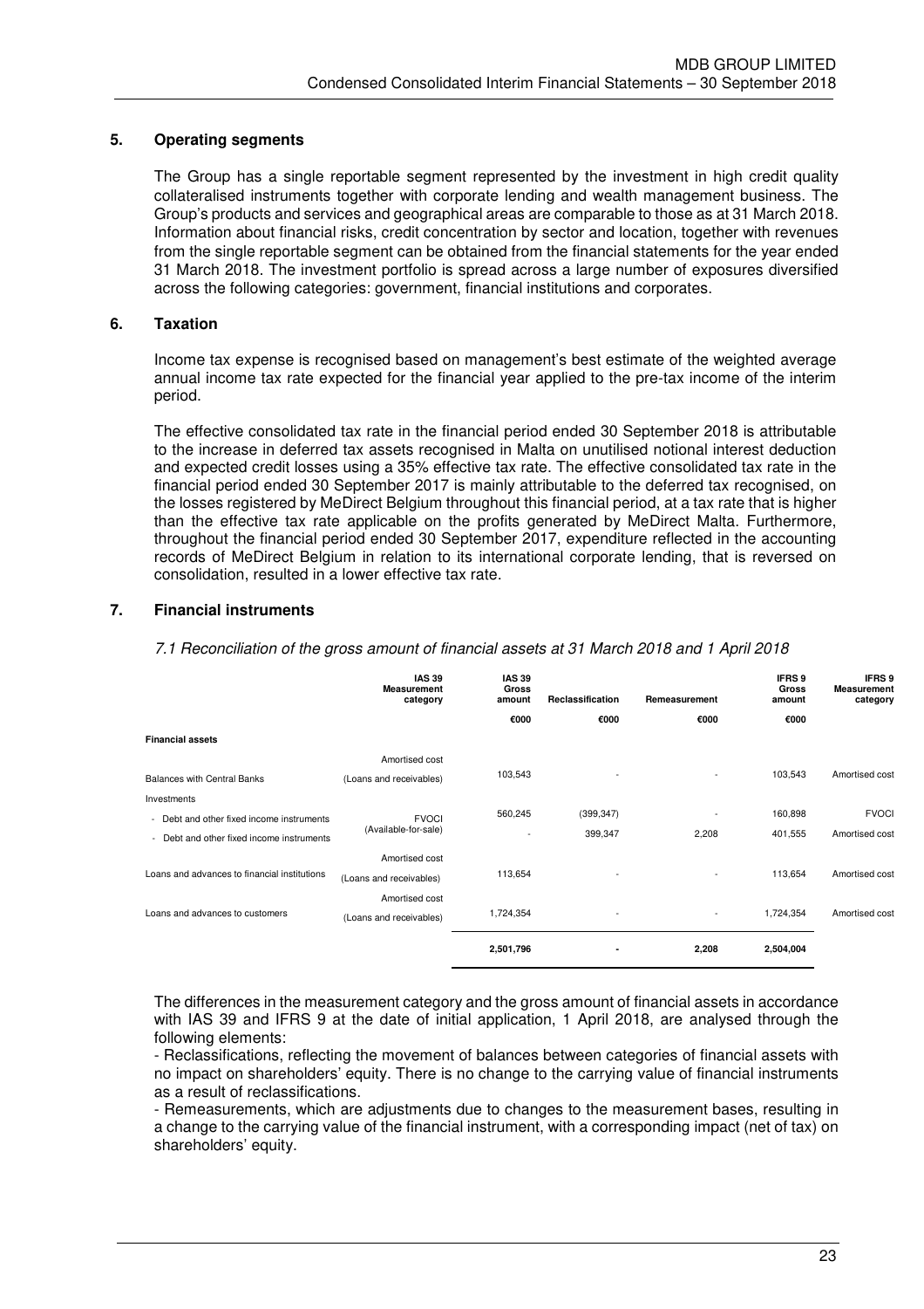## 5. Operating segments

The Group has a single reportable segment represented by the investment in high credit quality collateralised instruments together with corporate lending and wealth management business. The Group's products and services and geographical areas are comparable to those as at 31 March 2018. Information about financial risks, credit concentration by sector and location, together with revenues from the single reportable segment can be obtained from the financial statements for the year ended 31 March 2018. The investment portfolio is spread across a large number of exposures diversified across the following categories: government, financial institutions and corporates.

## 6. Taxation

Income tax expense is recognised based on management's best estimate of the weighted average annual income tax rate expected for the financial year applied to the pre-tax income of the interim period.

The effective consolidated tax rate in the financial period ended 30 September 2018 is attributable to the increase in deferred tax assets recognised in Malta on unutilised notional interest deduction and expected credit losses using a 35% effective tax rate. The effective consolidated tax rate in the financial period ended 30 September 2017 is mainly attributable to the deferred tax recognised, on the losses registered by MeDirect Belgium throughout this financial period, at a tax rate that is higher than the effective tax rate applicable on the profits generated by MeDirect Malta. Furthermore, throughout the financial period ended 30 September 2017, expenditure reflected in the accounting records of MeDirect Belgium in relation to its international corporate lending, that is reversed on consolidation, resulted in a lower effective tax rate.

## 7. Financial instruments

*7.1 Reconciliation of the gross amount of financial assets at 31 March 2018 and 1 April 2018*

| | IAS 39 Measurement category | IAS 39 Gross amount | Reclassification | Remeasurement | IFRS 9 Gross amount | IFRS 9 Measurement category |
|---|---|---|---|---|---|---|
| | | €000 | €000 | €000 | €000 | |
| **Financial assets** | | | | | | |
| Balances with Central Banks | Amortised cost (Loans and receivables) | 103,543 | - | - | 103,543 | Amortised cost |
| Investments | | | | | | |
| - Debt and other fixed income instruments | FVOCI (Available-for-sale) | 560,245 | (399,347) | - | 160,898 | FVOCI |
| - Debt and other fixed income instruments | | - | 399,347 | 2,208 | 401,555 | Amortised cost |
| Loans and advances to financial institutions | Amortised cost (Loans and receivables) | 113,654 | - | - | 113,654 | Amortised cost |
| Loans and advances to customers | Amortised cost (Loans and receivables) | 1,724,354 | - | - | 1,724,354 | Amortised cost |
| | | **2,501,796** | **-** | **2,208** | **2,504,004** | |

The differences in the measurement category and the gross amount of financial assets in accordance with IAS 39 and IFRS 9 at the date of initial application, 1 April 2018, are analysed through the following elements:

- Reclassifications, reflecting the movement of balances between categories of financial assets with no impact on shareholders' equity. There is no change to the carrying value of financial instruments as a result of reclassifications.

- Remeasurements, which are adjustments due to changes to the measurement bases, resulting in a change to the carrying value of the financial instrument, with a corresponding impact (net of tax) on shareholders' equity.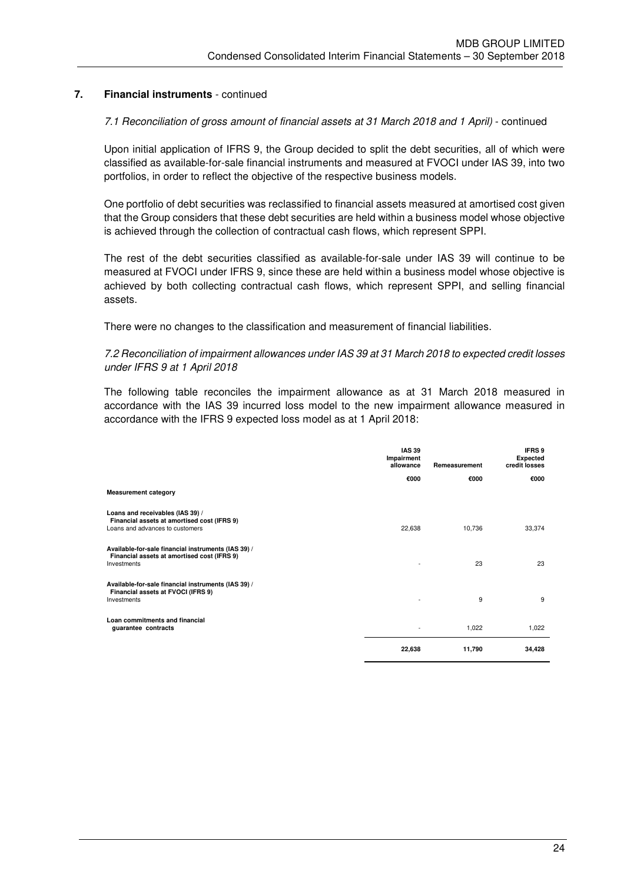## 7. Financial instruments - continued

*7.1 Reconciliation of gross amount of financial assets at 31 March 2018 and 1 April) - continued*

Upon initial application of IFRS 9, the Group decided to split the debt securities, all of which were classified as available-for-sale financial instruments and measured at FVOCI under IAS 39, into two portfolios, in order to reflect the objective of the respective business models.

One portfolio of debt securities was reclassified to financial assets measured at amortised cost given that the Group considers that these debt securities are held within a business model whose objective is achieved through the collection of contractual cash flows, which represent SPPI.

The rest of the debt securities classified as available-for-sale under IAS 39 will continue to be measured at FVOCI under IFRS 9, since these are held within a business model whose objective is achieved by both collecting contractual cash flows, which represent SPPI, and selling financial assets.

There were no changes to the classification and measurement of financial liabilities.

*7.2 Reconciliation of impairment allowances under IAS 39 at 31 March 2018 to expected credit losses under IFRS 9 at 1 April 2018*

The following table reconciles the impairment allowance as at 31 March 2018 measured in accordance with the IAS 39 incurred loss model to the new impairment allowance measured in accordance with the IFRS 9 expected loss model as at 1 April 2018:

| | IAS 39 Impairment allowance | Remeasurement | IFRS 9 Expected credit losses |
|---|---|---|---|
| | €000 | €000 | €000 |
| **Measurement category** | | | |
| **Loans and receivables (IAS 39) / Financial assets at amortised cost (IFRS 9)** | | | |
| Loans and advances to customers | 22,638 | 10,736 | 33,374 |
| **Available-for-sale financial instruments (IAS 39) / Financial assets at amortised cost (IFRS 9)** | | | |
| Investments | - | 23 | 23 |
| **Available-for-sale financial instruments (IAS 39) / Financial assets at FVOCI (IFRS 9)** | | | |
| Investments | - | 9 | 9 |
| **Loan commitments and financial guarantee contracts** | - | 1,022 | 1,022 |
| | **22,638** | **11,790** | **34,428** |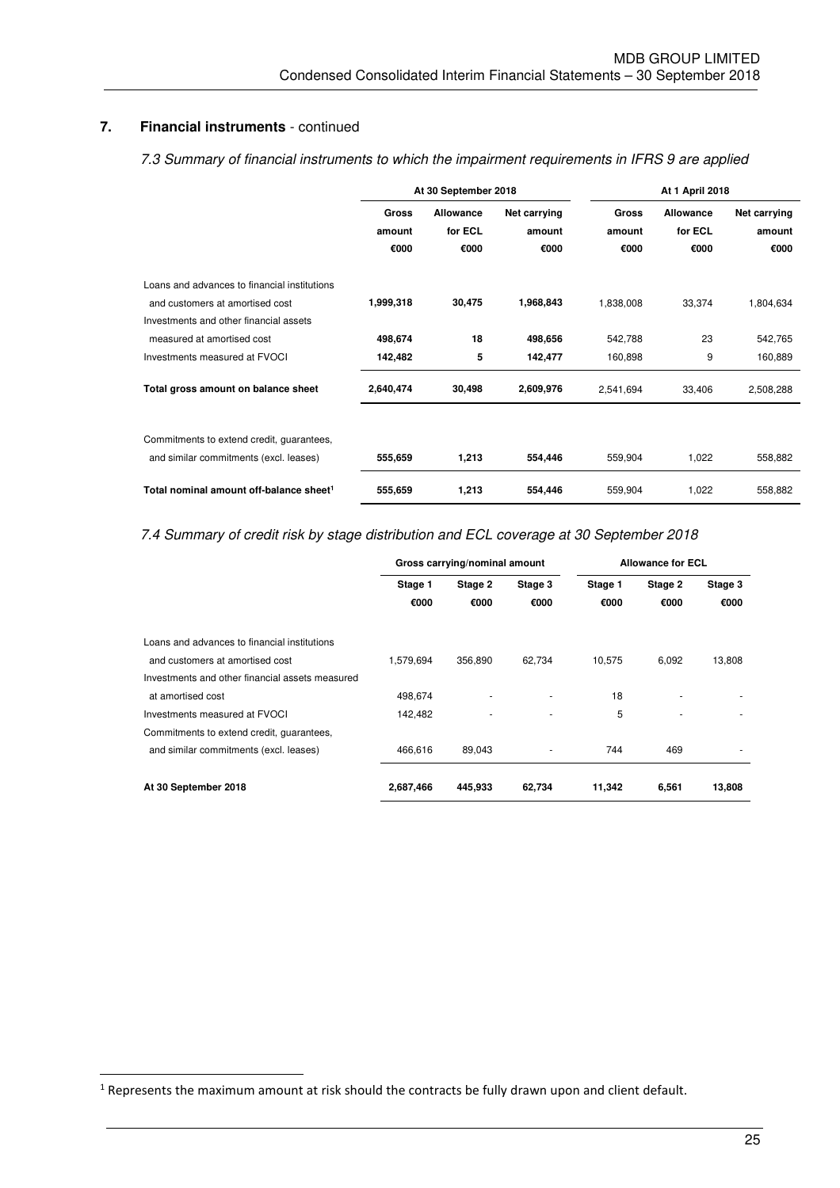## 7. Financial instruments - continued

### *7.3 Summary of financial instruments to which the impairment requirements in IFRS 9 are applied*

| | At 30 September 2018 | | | At 1 April 2018 | | |
|---|---|---|---|---|---|---|
| | **Gross amount €000** | **Allowance for ECL €000** | **Net carrying amount €000** | **Gross amount €000** | **Allowance for ECL €000** | **Net carrying amount €000** |
| Loans and advances to financial institutions and customers at amortised cost | **1,999,318** | **30,475** | **1,968,843** | 1,838,008 | 33,374 | 1,804,634 |
| Investments and other financial assets measured at amortised cost | **498,674** | **18** | **498,656** | 542,788 | 23 | 542,765 |
| Investments measured at FVOCI | **142,482** | **5** | **142,477** | 160,898 | 9 | 160,889 |
| **Total gross amount on balance sheet** | **2,640,474** | **30,498** | **2,609,976** | 2,541,694 | 33,406 | 2,508,288 |
| Commitments to extend credit, guarantees, and similar commitments (excl. leases) | **555,659** | **1,213** | **554,446** | 559,904 | 1,022 | 558,882 |
| **Total nominal amount off-balance sheet[1]** | **555,659** | **1,213** | **554,446** | 559,904 | 1,022 | 558,882 |

### *7.4 Summary of credit risk by stage distribution and ECL coverage at 30 September 2018*

| | Gross carrying/nominal amount | | | Allowance for ECL | | |
|---|---|---|---|---|---|---|
| | **Stage 1 €000** | **Stage 2 €000** | **Stage 3 €000** | **Stage 1 €000** | **Stage 2 €000** | **Stage 3 €000** |
| Loans and advances to financial institutions and customers at amortised cost | 1,579,694 | 356,890 | 62,734 | 10,575 | 6,092 | 13,808 |
| Investments and other financial assets measured at amortised cost | 498,674 | - | - | 18 | - | - |
| Investments measured at FVOCI | 142,482 | - | - | 5 | - | - |
| Commitments to extend credit, guarantees, and similar commitments (excl. leases) | 466,616 | 89,043 | - | 744 | 469 | - |
| **At 30 September 2018** | **2,687,466** | **445,933** | **62,734** | **11,342** | **6,561** | **13,808** |

[1] Represents the maximum amount at risk should the contracts be fully drawn upon and client default.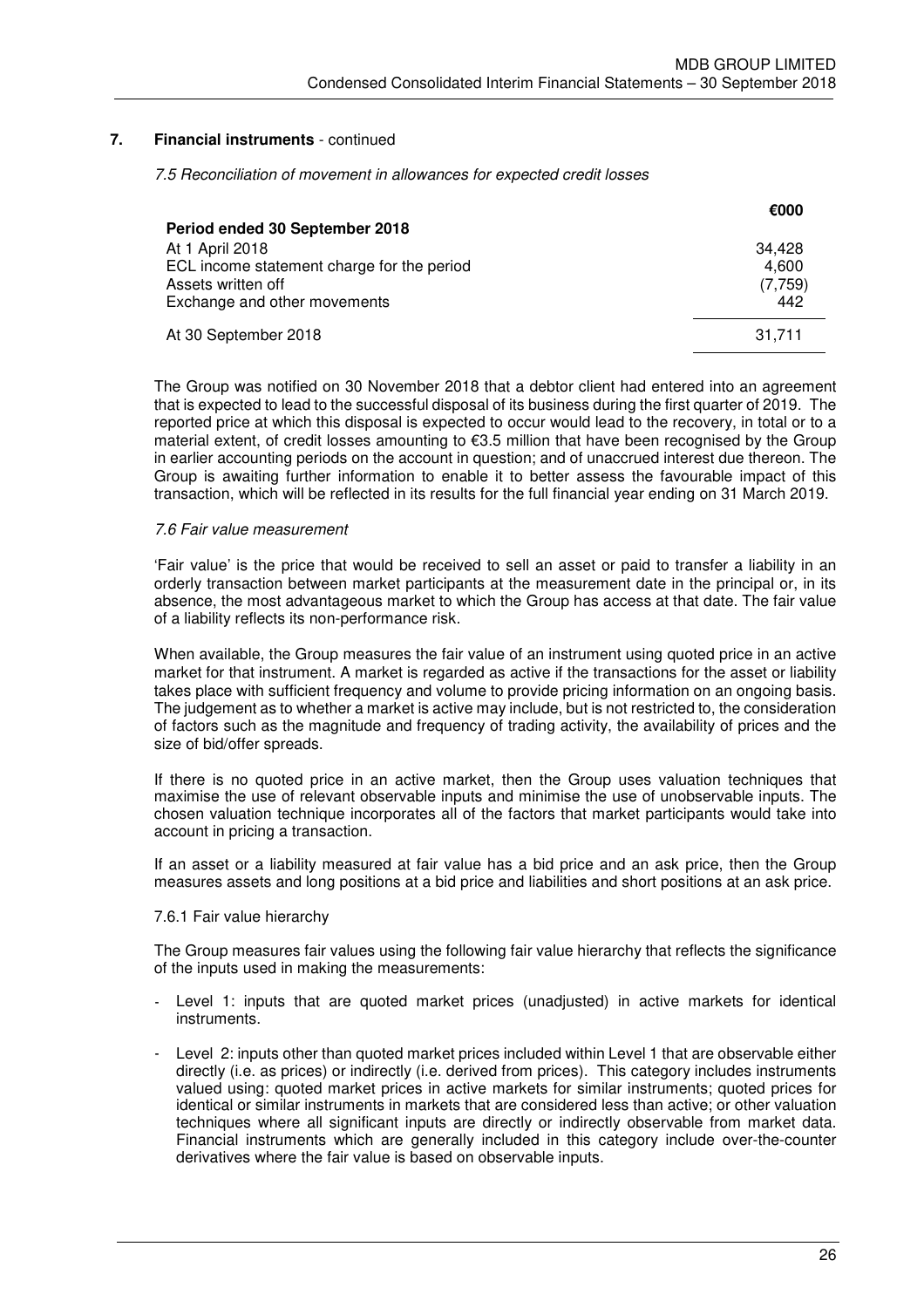## 7. Financial instruments - continued

*7.5 Reconciliation of movement in allowances for expected credit losses*

| | €000 |
|---|---|
| **Period ended 30 September 2018** | |
| At 1 April 2018 | 34,428 |
| ECL income statement charge for the period | 4,600 |
| Assets written off | (7,759) |
| Exchange and other movements | 442 |
| At 30 September 2018 | 31,711 |

The Group was notified on 30 November 2018 that a debtor client had entered into an agreement that is expected to lead to the successful disposal of its business during the first quarter of 2019. The reported price at which this disposal is expected to occur would lead to the recovery, in total or to a material extent, of credit losses amounting to €3.5 million that have been recognised by the Group in earlier accounting periods on the account in question; and of unaccrued interest due thereon. The Group is awaiting further information to enable it to better assess the favourable impact of this transaction, which will be reflected in its results for the full financial year ending on 31 March 2019.

*7.6 Fair value measurement*

'Fair value' is the price that would be received to sell an asset or paid to transfer a liability in an orderly transaction between market participants at the measurement date in the principal or, in its absence, the most advantageous market to which the Group has access at that date. The fair value of a liability reflects its non-performance risk.

When available, the Group measures the fair value of an instrument using quoted price in an active market for that instrument. A market is regarded as active if the transactions for the asset or liability takes place with sufficient frequency and volume to provide pricing information on an ongoing basis. The judgement as to whether a market is active may include, but is not restricted to, the consideration of factors such as the magnitude and frequency of trading activity, the availability of prices and the size of bid/offer spreads.

If there is no quoted price in an active market, then the Group uses valuation techniques that maximise the use of relevant observable inputs and minimise the use of unobservable inputs. The chosen valuation technique incorporates all of the factors that market participants would take into account in pricing a transaction.

If an asset or a liability measured at fair value has a bid price and an ask price, then the Group measures assets and long positions at a bid price and liabilities and short positions at an ask price.

7.6.1 Fair value hierarchy

The Group measures fair values using the following fair value hierarchy that reflects the significance of the inputs used in making the measurements:

- Level 1: inputs that are quoted market prices (unadjusted) in active markets for identical instruments.
- Level 2: inputs other than quoted market prices included within Level 1 that are observable either directly (i.e. as prices) or indirectly (i.e. derived from prices). This category includes instruments valued using: quoted market prices in active markets for similar instruments; quoted prices for identical or similar instruments in markets that are considered less than active; or other valuation techniques where all significant inputs are directly or indirectly observable from market data. Financial instruments which are generally included in this category include over-the-counter derivatives where the fair value is based on observable inputs.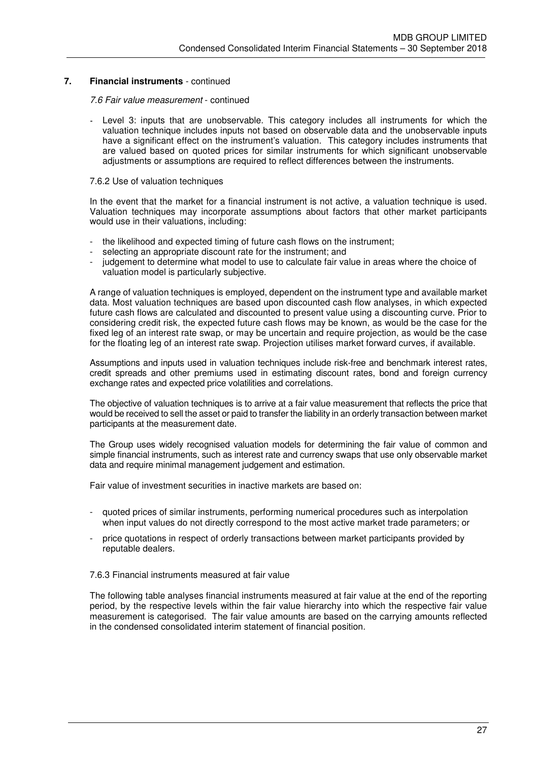## 7. Financial instruments - continued

*7.6 Fair value measurement* - continued

- Level 3: inputs that are unobservable. This category includes all instruments for which the valuation technique includes inputs not based on observable data and the unobservable inputs have a significant effect on the instrument's valuation. This category includes instruments that are valued based on quoted prices for similar instruments for which significant unobservable adjustments or assumptions are required to reflect differences between the instruments.

7.6.2 Use of valuation techniques

In the event that the market for a financial instrument is not active, a valuation technique is used. Valuation techniques may incorporate assumptions about factors that other market participants would use in their valuations, including:

- the likelihood and expected timing of future cash flows on the instrument;
- selecting an appropriate discount rate for the instrument; and
- judgement to determine what model to use to calculate fair value in areas where the choice of valuation model is particularly subjective.

A range of valuation techniques is employed, dependent on the instrument type and available market data. Most valuation techniques are based upon discounted cash flow analyses, in which expected future cash flows are calculated and discounted to present value using a discounting curve. Prior to considering credit risk, the expected future cash flows may be known, as would be the case for the fixed leg of an interest rate swap, or may be uncertain and require projection, as would be the case for the floating leg of an interest rate swap. Projection utilises market forward curves, if available.

Assumptions and inputs used in valuation techniques include risk-free and benchmark interest rates, credit spreads and other premiums used in estimating discount rates, bond and foreign currency exchange rates and expected price volatilities and correlations.

The objective of valuation techniques is to arrive at a fair value measurement that reflects the price that would be received to sell the asset or paid to transfer the liability in an orderly transaction between market participants at the measurement date.

The Group uses widely recognised valuation models for determining the fair value of common and simple financial instruments, such as interest rate and currency swaps that use only observable market data and require minimal management judgement and estimation.

Fair value of investment securities in inactive markets are based on:

- quoted prices of similar instruments, performing numerical procedures such as interpolation when input values do not directly correspond to the most active market trade parameters; or
- price quotations in respect of orderly transactions between market participants provided by reputable dealers.

7.6.3 Financial instruments measured at fair value

The following table analyses financial instruments measured at fair value at the end of the reporting period, by the respective levels within the fair value hierarchy into which the respective fair value measurement is categorised. The fair value amounts are based on the carrying amounts reflected in the condensed consolidated interim statement of financial position.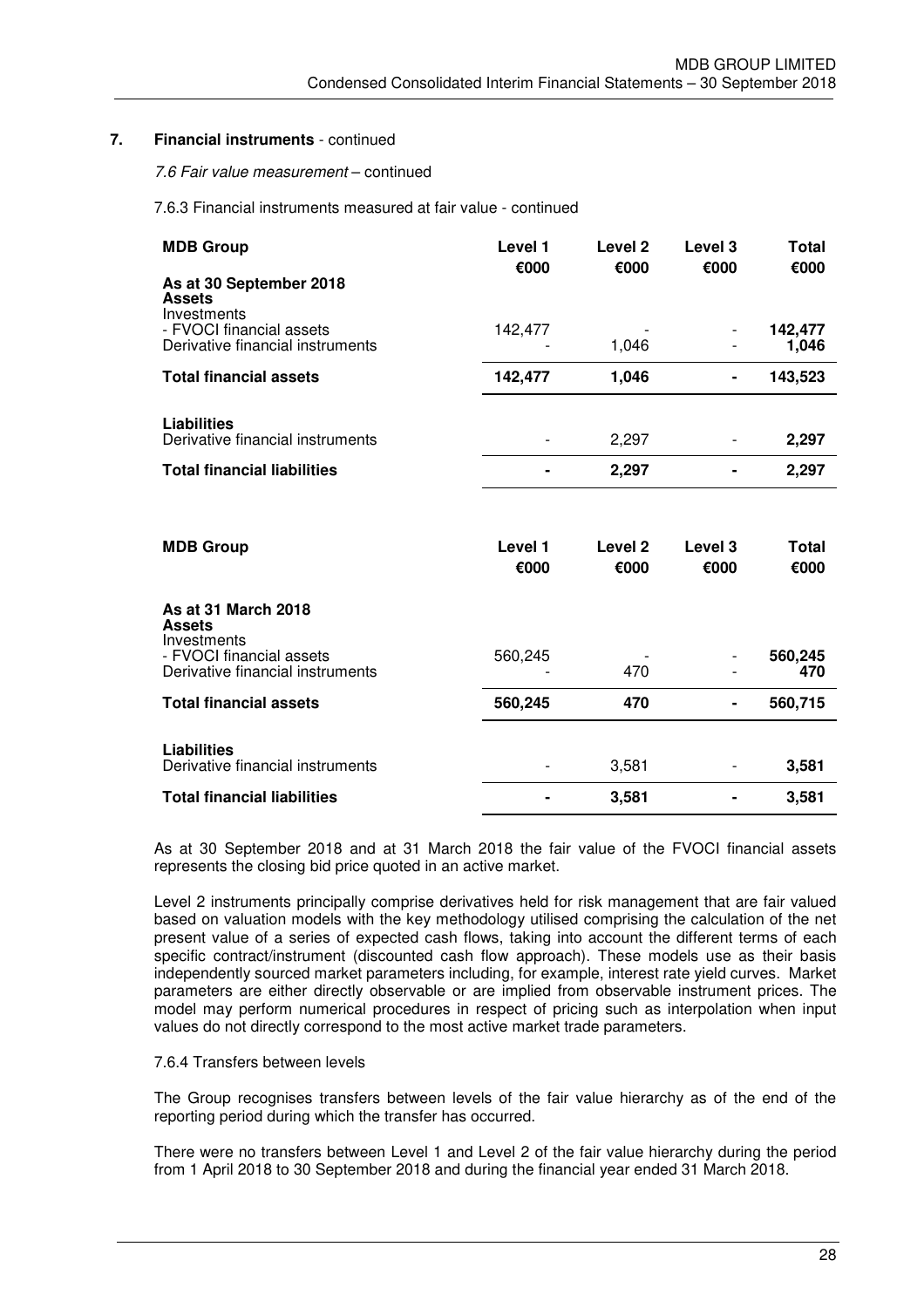## 7. Financial instruments - continued

*7.6 Fair value measurement* – continued

7.6.3 Financial instruments measured at fair value - continued

| **MDB Group** | **Level 1** | **Level 2** | **Level 3** | **Total** |
|---|---|---|---|---|
| | **€000** | **€000** | **€000** | **€000** |
| **As at 30 September 2018** | | | | |
| **Assets** | | | | |
| Investments | | | | |
| - FVOCI financial assets | 142,477 | - | - | **142,477** |
| Derivative financial instruments | - | 1,046 | - | **1,046** |
| **Total financial assets** | **142,477** | **1,046** | **-** | **143,523** |
| **Liabilities** | | | | |
| Derivative financial instruments | - | 2,297 | - | **2,297** |
| **Total financial liabilities** | **-** | **2,297** | **-** | **2,297** |

| **MDB Group** | **Level 1** | **Level 2** | **Level 3** | **Total** |
|---|---|---|---|---|
| | **€000** | **€000** | **€000** | **€000** |
| **As at 31 March 2018** | | | | |
| **Assets** | | | | |
| Investments | | | | |
| - FVOCI financial assets | 560,245 | - | - | **560,245** |
| Derivative financial instruments | - | 470 | - | **470** |
| **Total financial assets** | **560,245** | **470** | **-** | **560,715** |
| **Liabilities** | | | | |
| Derivative financial instruments | - | 3,581 | - | **3,581** |
| **Total financial liabilities** | **-** | **3,581** | **-** | **3,581** |

As at 30 September 2018 and at 31 March 2018 the fair value of the FVOCI financial assets represents the closing bid price quoted in an active market.

Level 2 instruments principally comprise derivatives held for risk management that are fair valued based on valuation models with the key methodology utilised comprising the calculation of the net present value of a series of expected cash flows, taking into account the different terms of each specific contract/instrument (discounted cash flow approach). These models use as their basis independently sourced market parameters including, for example, interest rate yield curves. Market parameters are either directly observable or are implied from observable instrument prices. The model may perform numerical procedures in respect of pricing such as interpolation when input values do not directly correspond to the most active market trade parameters.

7.6.4 Transfers between levels

The Group recognises transfers between levels of the fair value hierarchy as of the end of the reporting period during which the transfer has occurred.

There were no transfers between Level 1 and Level 2 of the fair value hierarchy during the period from 1 April 2018 to 30 September 2018 and during the financial year ended 31 March 2018.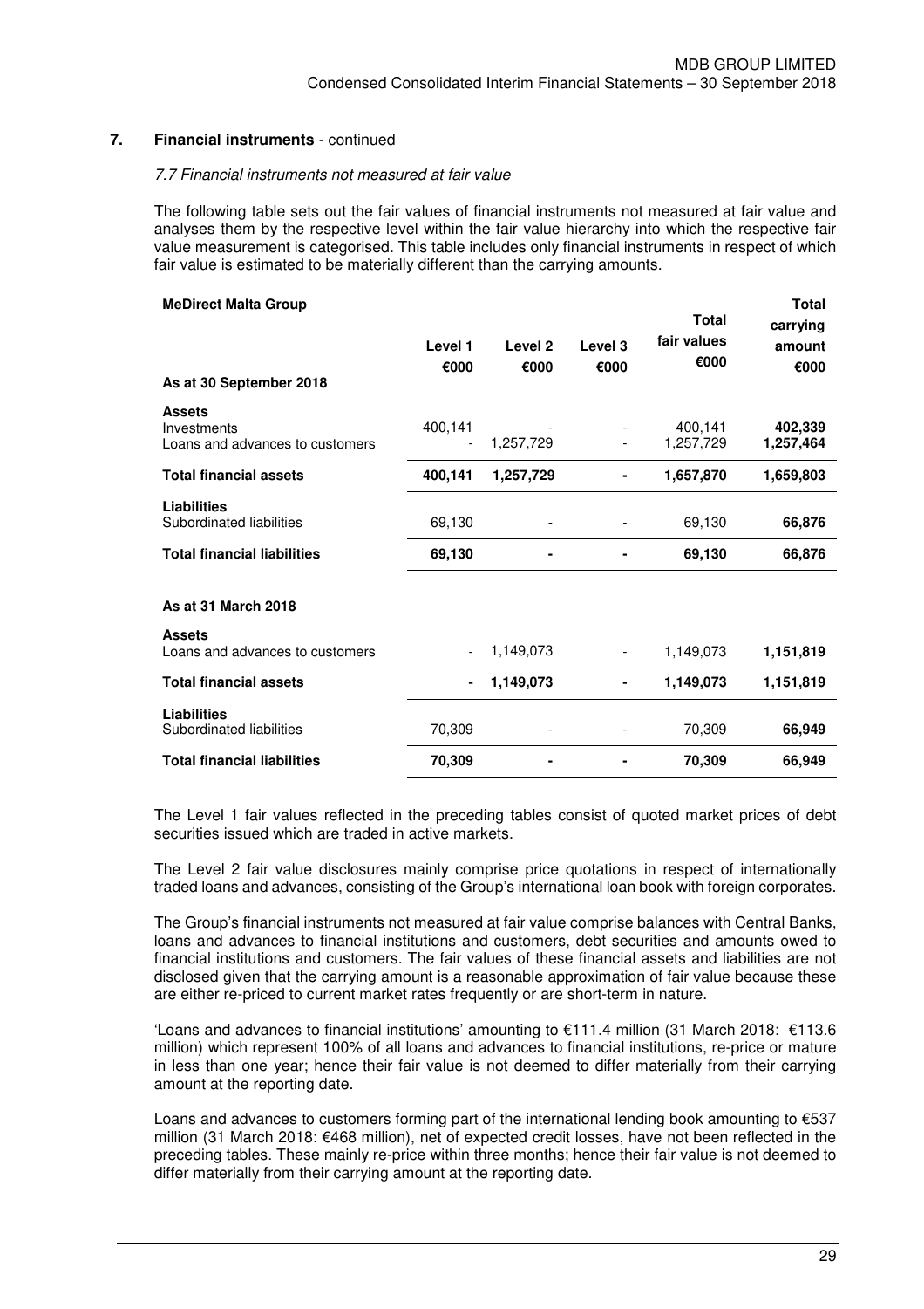## 7. Financial instruments - continued

*7.7 Financial instruments not measured at fair value*

The following table sets out the fair values of financial instruments not measured at fair value and analyses them by the respective level within the fair value hierarchy into which the respective fair value measurement is categorised. This table includes only financial instruments in respect of which fair value is estimated to be materially different than the carrying amounts.

| **MeDirect Malta Group** | **Level 1** | **Level 2** | **Level 3** | **Total fair values** | **Total carrying amount** |
|---|---|---|---|---|---|
| | **€000** | **€000** | **€000** | **€000** | **€000** |
| **As at 30 September 2018** | | | | | |
| **Assets** | | | | | |
| Investments | 400,141 | - | - | 400,141 | **402,339** |
| Loans and advances to customers | - | 1,257,729 | - | 1,257,729 | **1,257,464** |
| **Total financial assets** | **400,141** | **1,257,729** | **-** | **1,657,870** | **1,659,803** |
| **Liabilities** | | | | | |
| Subordinated liabilities | 69,130 | - | - | 69,130 | **66,876** |
| **Total financial liabilities** | **69,130** | **-** | **-** | **69,130** | **66,876** |
| **As at 31 March 2018** | | | | | |
| **Assets** | | | | | |
| Loans and advances to customers | - | 1,149,073 | - | 1,149,073 | **1,151,819** |
| **Total financial assets** | **-** | **1,149,073** | **-** | **1,149,073** | **1,151,819** |
| **Liabilities** | | | | | |
| Subordinated liabilities | 70,309 | - | - | 70,309 | **66,949** |
| **Total financial liabilities** | **70,309** | **-** | **-** | **70,309** | **66,949** |

The Level 1 fair values reflected in the preceding tables consist of quoted market prices of debt securities issued which are traded in active markets.

The Level 2 fair value disclosures mainly comprise price quotations in respect of internationally traded loans and advances, consisting of the Group's international loan book with foreign corporates.

The Group's financial instruments not measured at fair value comprise balances with Central Banks, loans and advances to financial institutions and customers, debt securities and amounts owed to financial institutions and customers. The fair values of these financial assets and liabilities are not disclosed given that the carrying amount is a reasonable approximation of fair value because these are either re-priced to current market rates frequently or are short-term in nature.

'Loans and advances to financial institutions' amounting to €111.4 million (31 March 2018: €113.6 million) which represent 100% of all loans and advances to financial institutions, re-price or mature in less than one year; hence their fair value is not deemed to differ materially from their carrying amount at the reporting date.

Loans and advances to customers forming part of the international lending book amounting to €537 million (31 March 2018: €468 million), net of expected credit losses, have not been reflected in the preceding tables. These mainly re-price within three months; hence their fair value is not deemed to differ materially from their carrying amount at the reporting date.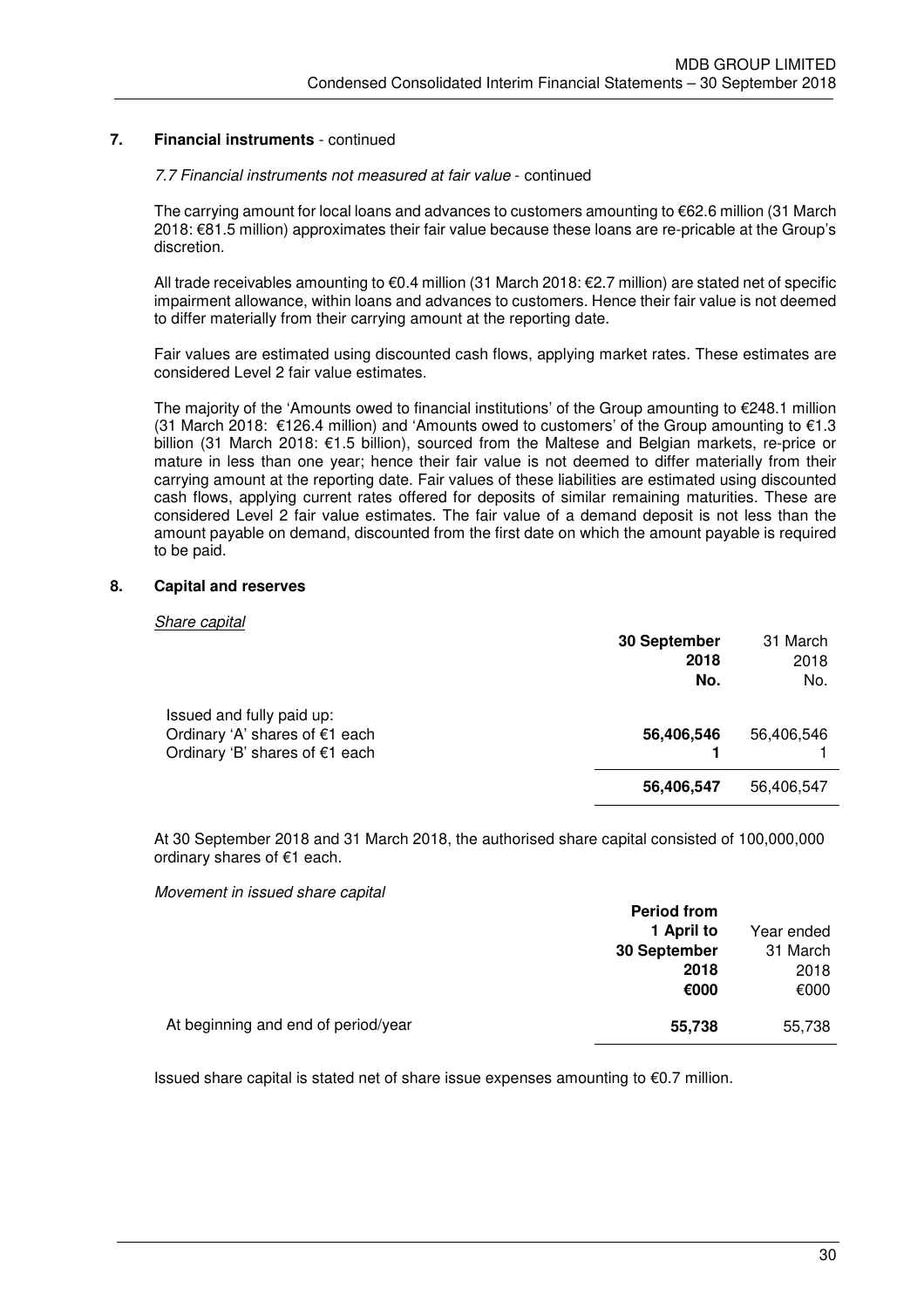## 7. Financial instruments - continued

*7.7 Financial instruments not measured at fair value* - continued

The carrying amount for local loans and advances to customers amounting to €62.6 million (31 March 2018: €81.5 million) approximates their fair value because these loans are re-pricable at the Group's discretion.

All trade receivables amounting to €0.4 million (31 March 2018: €2.7 million) are stated net of specific impairment allowance, within loans and advances to customers. Hence their fair value is not deemed to differ materially from their carrying amount at the reporting date.

Fair values are estimated using discounted cash flows, applying market rates. These estimates are considered Level 2 fair value estimates.

The majority of the 'Amounts owed to financial institutions' of the Group amounting to €248.1 million (31 March 2018: €126.4 million) and 'Amounts owed to customers' of the Group amounting to €1.3 billion (31 March 2018: €1.5 billion), sourced from the Maltese and Belgian markets, re-price or mature in less than one year; hence their fair value is not deemed to differ materially from their carrying amount at the reporting date. Fair values of these liabilities are estimated using discounted cash flows, applying current rates offered for deposits of similar remaining maturities. These are considered Level 2 fair value estimates. The fair value of a demand deposit is not less than the amount payable on demand, discounted from the first date on which the amount payable is required to be paid.

## 8. Capital and reserves

*Share capital*

| | **30 September 2018 No.** | 31 March 2018 No. |
|---|---|---|
| Issued and fully paid up: | | |
| Ordinary 'A' shares of €1 each | **56,406,546** | 56,406,546 |
| Ordinary 'B' shares of €1 each | **1** | 1 |
| | **56,406,547** | 56,406,547 |

At 30 September 2018 and 31 March 2018, the authorised share capital consisted of 100,000,000 ordinary shares of €1 each.

*Movement in issued share capital*

| | **Period from 1 April to 30 September 2018 €000** | Year ended 31 March 2018 €000 |
|---|---|---|
| At beginning and end of period/year | **55,738** | 55,738 |

Issued share capital is stated net of share issue expenses amounting to €0.7 million.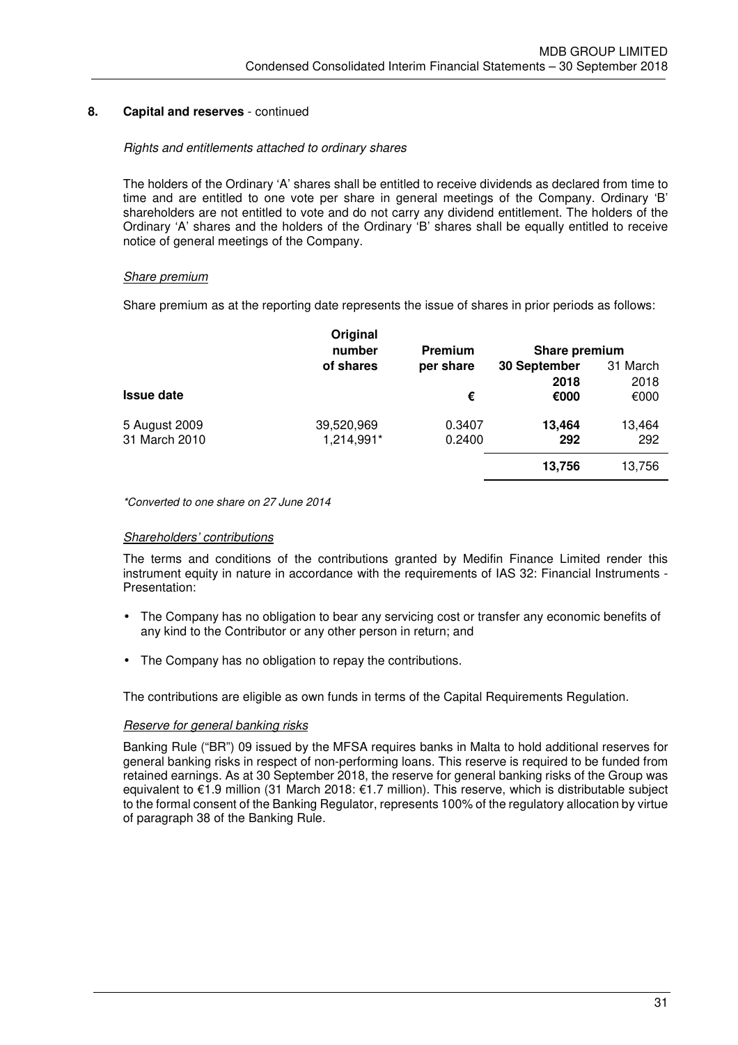## 8. Capital and reserves - continued

*Rights and entitlements attached to ordinary shares*

The holders of the Ordinary 'A' shares shall be entitled to receive dividends as declared from time to time and are entitled to one vote per share in general meetings of the Company. Ordinary 'B' shareholders are not entitled to vote and do not carry any dividend entitlement. The holders of the Ordinary 'A' shares and the holders of the Ordinary 'B' shares shall be equally entitled to receive notice of general meetings of the Company.

*Share premium*

Share premium as at the reporting date represents the issue of shares in prior periods as follows:

| | Original number of shares | Premium per share | Share premium | |
|---|---|---|---|---|
| | | | 30 September 2018 | 31 March 2018 |
| **Issue date** | | € | €000 | €000 |
| 5 August 2009 | 39,520,969 | 0.3407 | **13,464** | 13,464 |
| 31 March 2010 | 1,214,991* | 0.2400 | **292** | 292 |
| | | | **13,756** | 13,756 |

*\*Converted to one share on 27 June 2014*

*Shareholders' contributions*

The terms and conditions of the contributions granted by Medifin Finance Limited render this instrument equity in nature in accordance with the requirements of IAS 32: Financial Instruments - Presentation:

- The Company has no obligation to bear any servicing cost or transfer any economic benefits of any kind to the Contributor or any other person in return; and
- The Company has no obligation to repay the contributions.

The contributions are eligible as own funds in terms of the Capital Requirements Regulation.

*Reserve for general banking risks*

Banking Rule ("BR") 09 issued by the MFSA requires banks in Malta to hold additional reserves for general banking risks in respect of non-performing loans. This reserve is required to be funded from retained earnings. As at 30 September 2018, the reserve for general banking risks of the Group was equivalent to €1.9 million (31 March 2018: €1.7 million). This reserve, which is distributable subject to the formal consent of the Banking Regulator, represents 100% of the regulatory allocation by virtue of paragraph 38 of the Banking Rule.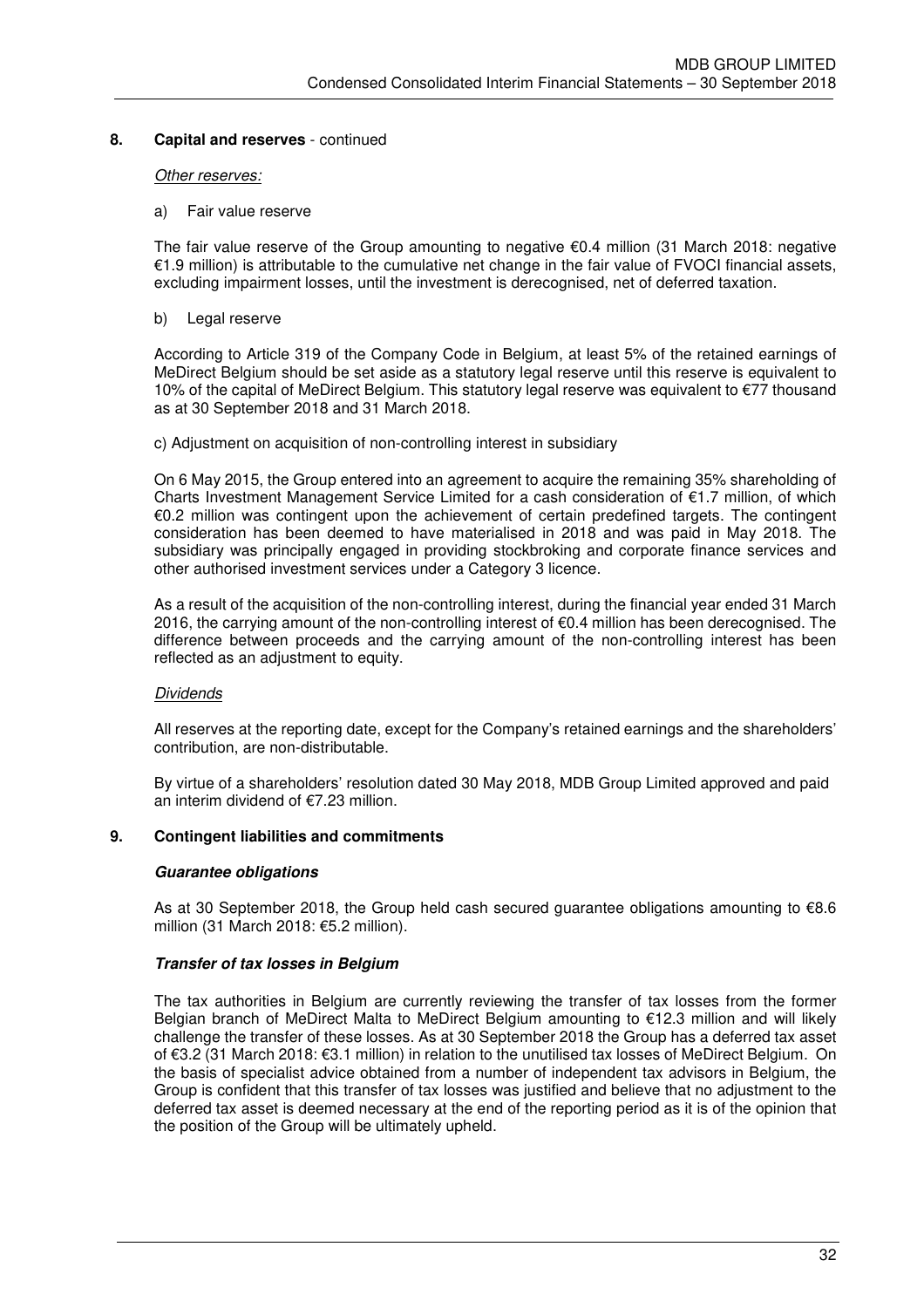## 8. Capital and reserves - continued

*Other reserves:*

a) Fair value reserve

The fair value reserve of the Group amounting to negative €0.4 million (31 March 2018: negative €1.9 million) is attributable to the cumulative net change in the fair value of FVOCI financial assets, excluding impairment losses, until the investment is derecognised, net of deferred taxation.

b) Legal reserve

According to Article 319 of the Company Code in Belgium, at least 5% of the retained earnings of MeDirect Belgium should be set aside as a statutory legal reserve until this reserve is equivalent to 10% of the capital of MeDirect Belgium. This statutory legal reserve was equivalent to €77 thousand as at 30 September 2018 and 31 March 2018.

c) Adjustment on acquisition of non-controlling interest in subsidiary

On 6 May 2015, the Group entered into an agreement to acquire the remaining 35% shareholding of Charts Investment Management Service Limited for a cash consideration of €1.7 million, of which €0.2 million was contingent upon the achievement of certain predefined targets. The contingent consideration has been deemed to have materialised in 2018 and was paid in May 2018. The subsidiary was principally engaged in providing stockbroking and corporate finance services and other authorised investment services under a Category 3 licence.

As a result of the acquisition of the non-controlling interest, during the financial year ended 31 March 2016, the carrying amount of the non-controlling interest of €0.4 million has been derecognised. The difference between proceeds and the carrying amount of the non-controlling interest has been reflected as an adjustment to equity.

*Dividends*

All reserves at the reporting date, except for the Company's retained earnings and the shareholders' contribution, are non-distributable.

By virtue of a shareholders' resolution dated 30 May 2018, MDB Group Limited approved and paid an interim dividend of €7.23 million.

## 9. Contingent liabilities and commitments

***Guarantee obligations***

As at 30 September 2018, the Group held cash secured guarantee obligations amounting to €8.6 million (31 March 2018: €5.2 million).

***Transfer of tax losses in Belgium***

The tax authorities in Belgium are currently reviewing the transfer of tax losses from the former Belgian branch of MeDirect Malta to MeDirect Belgium amounting to €12.3 million and will likely challenge the transfer of these losses. As at 30 September 2018 the Group has a deferred tax asset of €3.2 (31 March 2018: €3.1 million) in relation to the unutilised tax losses of MeDirect Belgium. On the basis of specialist advice obtained from a number of independent tax advisors in Belgium, the Group is confident that this transfer of tax losses was justified and believe that no adjustment to the deferred tax asset is deemed necessary at the end of the reporting period as it is of the opinion that the position of the Group will be ultimately upheld.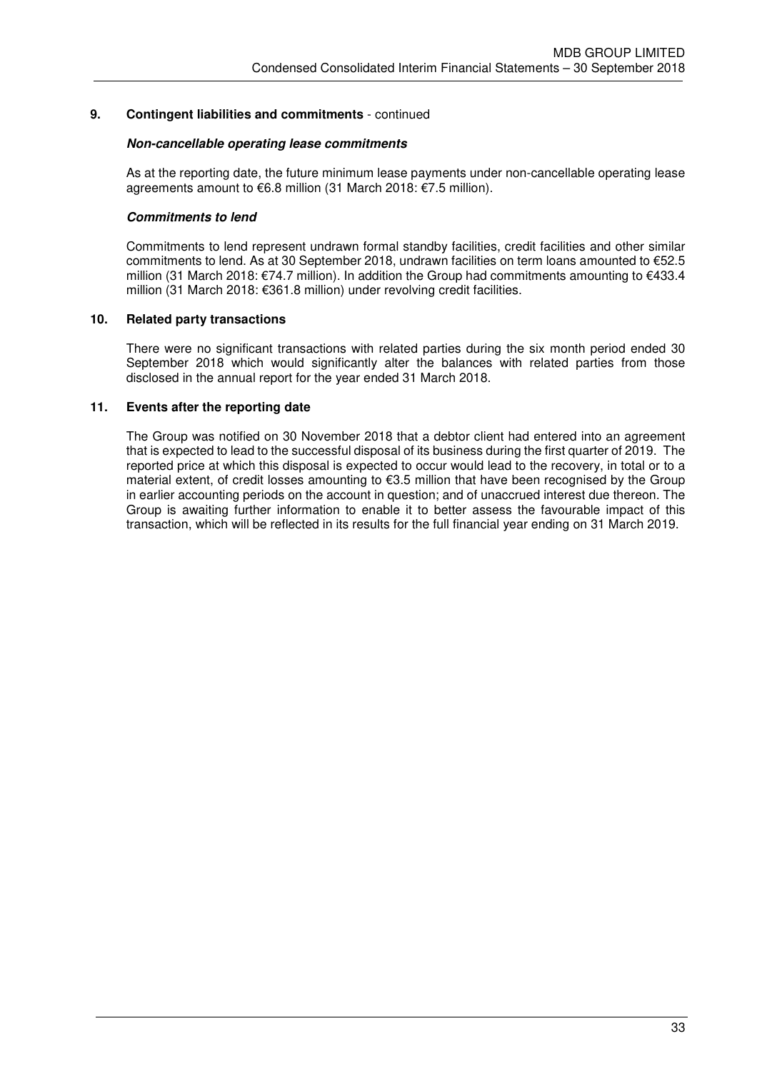## 9. Contingent liabilities and commitments - continued

***Non-cancellable operating lease commitments***

As at the reporting date, the future minimum lease payments under non-cancellable operating lease agreements amount to €6.8 million (31 March 2018: €7.5 million).

***Commitments to lend***

Commitments to lend represent undrawn formal standby facilities, credit facilities and other similar commitments to lend. As at 30 September 2018, undrawn facilities on term loans amounted to €52.5 million (31 March 2018: €74.7 million). In addition the Group had commitments amounting to €433.4 million (31 March 2018: €361.8 million) under revolving credit facilities.

## 10. Related party transactions

There were no significant transactions with related parties during the six month period ended 30 September 2018 which would significantly alter the balances with related parties from those disclosed in the annual report for the year ended 31 March 2018.

## 11. Events after the reporting date

The Group was notified on 30 November 2018 that a debtor client had entered into an agreement that is expected to lead to the successful disposal of its business during the first quarter of 2019. The reported price at which this disposal is expected to occur would lead to the recovery, in total or to a material extent, of credit losses amounting to €3.5 million that have been recognised by the Group in earlier accounting periods on the account in question; and of unaccrued interest due thereon. The Group is awaiting further information to enable it to better assess the favourable impact of this transaction, which will be reflected in its results for the full financial year ending on 31 March 2019.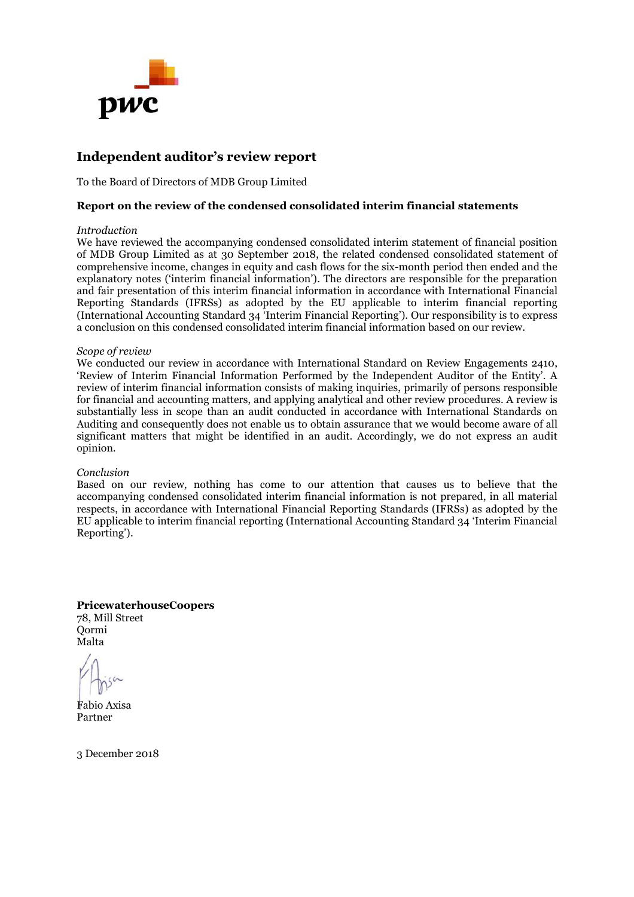# Independent auditor's review report

To the Board of Directors of MDB Group Limited

## Report on the review of the condensed consolidated interim financial statements

*Introduction*

We have reviewed the accompanying condensed consolidated interim statement of financial position of MDB Group Limited as at 30 September 2018, the related condensed consolidated statement of comprehensive income, changes in equity and cash flows for the six-month period then ended and the explanatory notes ('interim financial information'). The directors are responsible for the preparation and fair presentation of this interim financial information in accordance with International Financial Reporting Standards (IFRSs) as adopted by the EU applicable to interim financial reporting (International Accounting Standard 34 'Interim Financial Reporting'). Our responsibility is to express a conclusion on this condensed consolidated interim financial information based on our review.

*Scope of review*

We conducted our review in accordance with International Standard on Review Engagements 2410, 'Review of Interim Financial Information Performed by the Independent Auditor of the Entity'. A review of interim financial information consists of making inquiries, primarily of persons responsible for financial and accounting matters, and applying analytical and other review procedures. A review is substantially less in scope than an audit conducted in accordance with International Standards on Auditing and consequently does not enable us to obtain assurance that we would become aware of all significant matters that might be identified in an audit. Accordingly, we do not express an audit opinion.

*Conclusion*

Based on our review, nothing has come to our attention that causes us to believe that the accompanying condensed consolidated interim financial information is not prepared, in all material respects, in accordance with International Financial Reporting Standards (IFRSs) as adopted by the EU applicable to interim financial reporting (International Accounting Standard 34 'Interim Financial Reporting').

**PricewaterhouseCoopers**
78, Mill Street
Qormi
Malta

Fabio Axisa
Partner

3 December 2018